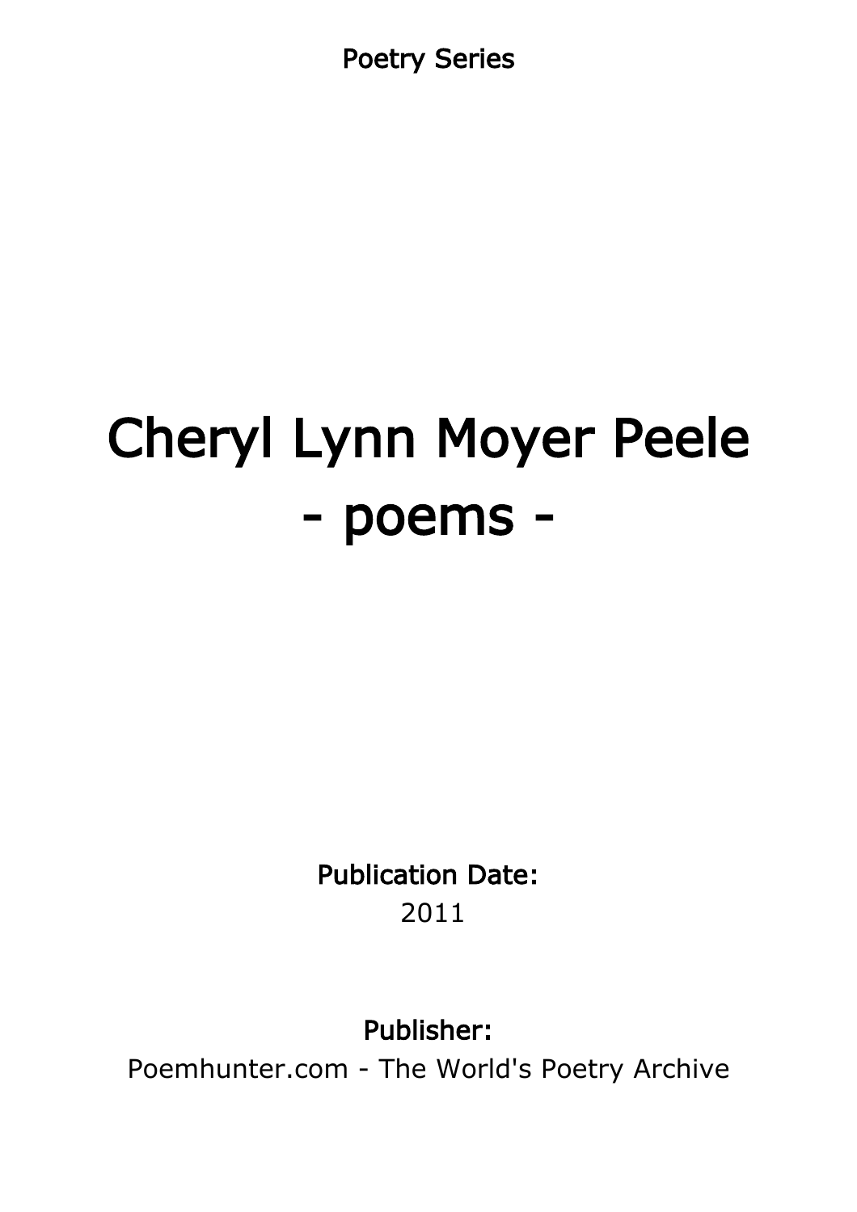Poetry Series

# Cheryl Lynn Moyer Peele
# - poems -

**Publication Date:**
2011

**Publisher:**
Poemhunter.com - The World's Poetry Archive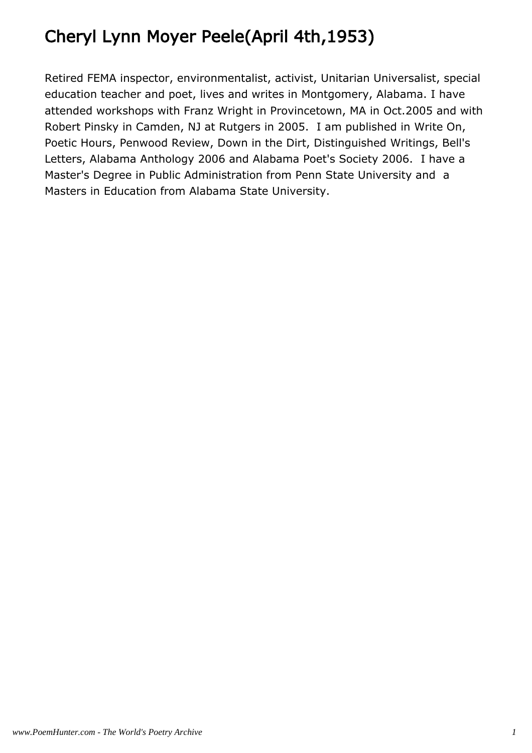# Cheryl Lynn Moyer Peele(April 4th,1953)

Retired FEMA inspector, environmentalist, activist, Unitarian Universalist, special education teacher and poet, lives and writes in Montgomery, Alabama. I have attended workshops with Franz Wright in Provincetown, MA in Oct.2005 and with Robert Pinsky in Camden, NJ at Rutgers in 2005. I am published in Write On, Poetic Hours, Penwood Review, Down in the Dirt, Distinguished Writings, Bell's Letters, Alabama Anthology 2006 and Alabama Poet's Society 2006. I have a Master's Degree in Public Administration from Penn State University and a Masters in Education from Alabama State University.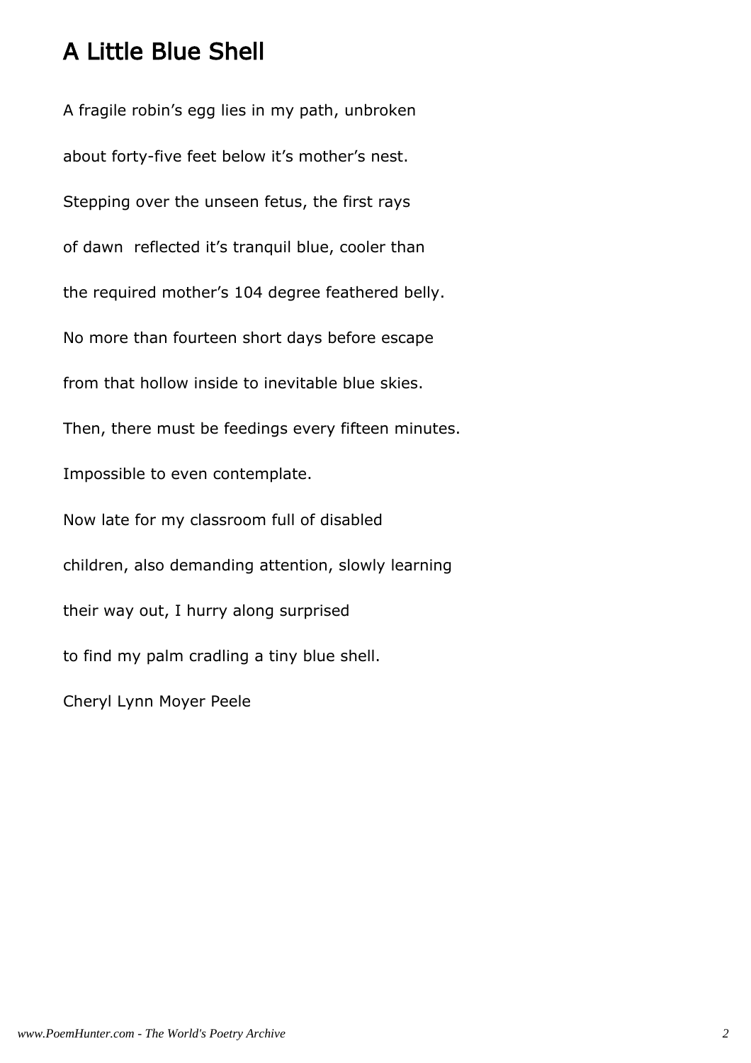# A Little Blue Shell

A fragile robin's egg lies in my path, unbroken

about forty-five feet below it's mother's nest.

Stepping over the unseen fetus, the first rays

of dawn reflected it's tranquil blue, cooler than

the required mother's 104 degree feathered belly.

No more than fourteen short days before escape

from that hollow inside to inevitable blue skies.

Then, there must be feedings every fifteen minutes.

Impossible to even contemplate.

Now late for my classroom full of disabled

children, also demanding attention, slowly learning

their way out, I hurry along surprised

to find my palm cradling a tiny blue shell.

Cheryl Lynn Moyer Peele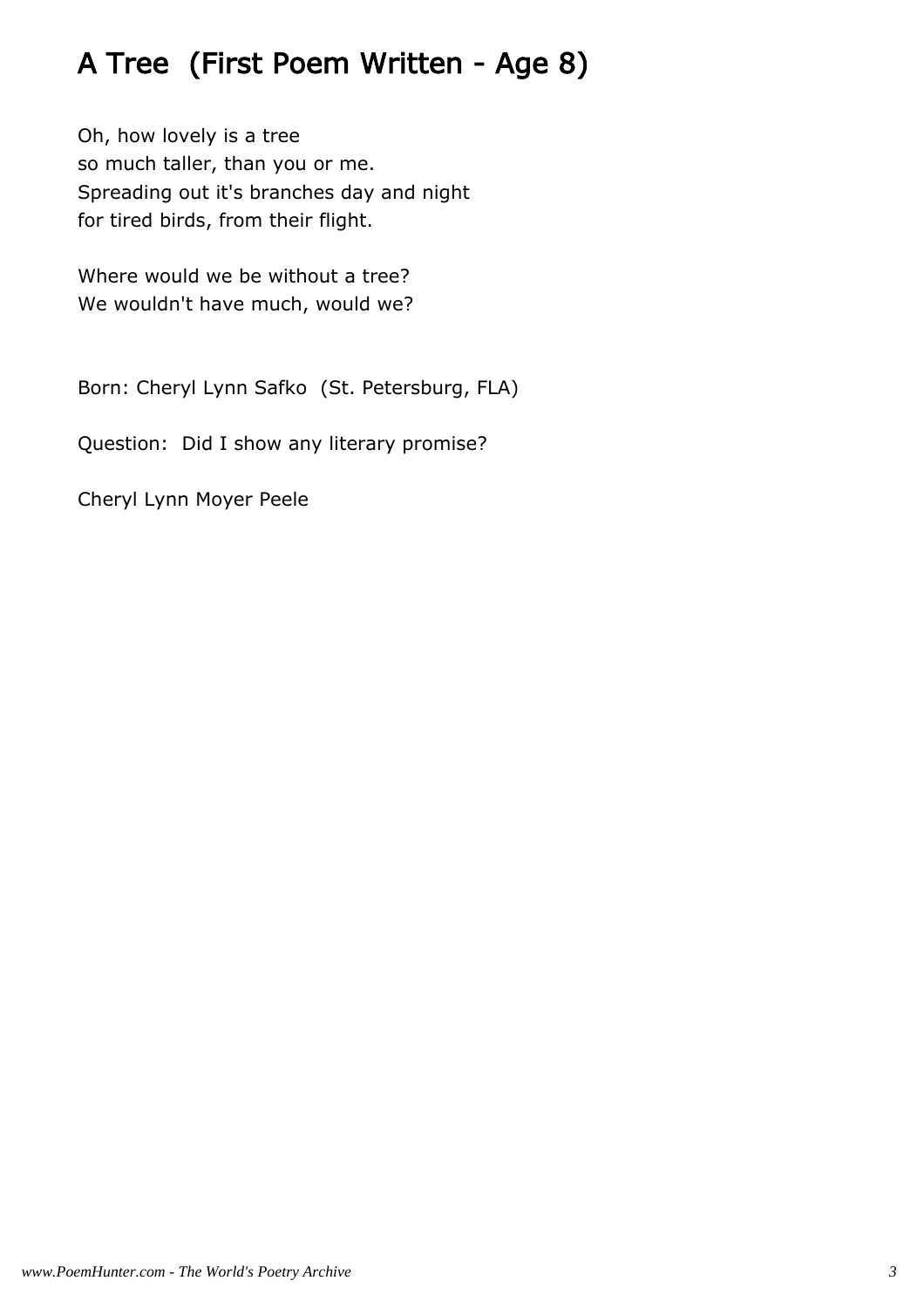# A Tree (First Poem Written - Age 8)

Oh, how lovely is a tree  
so much taller, than you or me.  
Spreading out it's branches day and night  
for tired birds, from their flight.

Where would we be without a tree?  
We wouldn't have much, would we?

Born: Cheryl Lynn Safko (St. Petersburg, FLA)

Question: Did I show any literary promise?

Cheryl Lynn Moyer Peele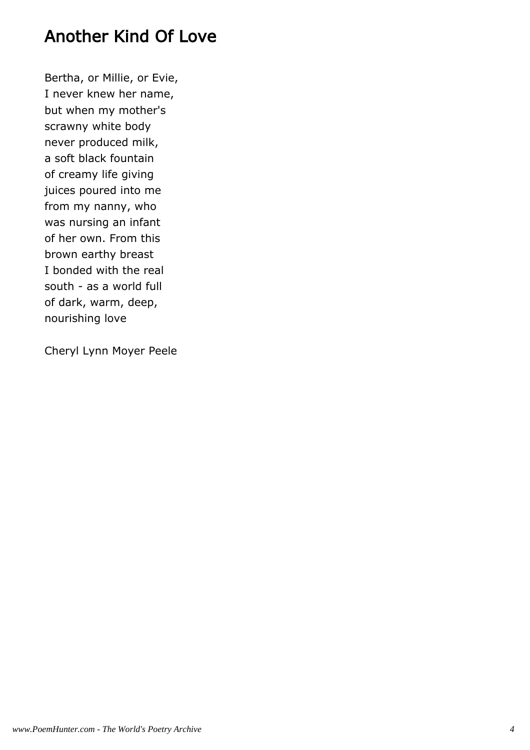# Another Kind Of Love

Bertha, or Millie, or Evie,  
I never knew her name,  
but when my mother's  
scrawny white body  
never produced milk,  
a soft black fountain  
of creamy life giving  
juices poured into me  
from my nanny, who  
was nursing an infant  
of her own. From this  
brown earthy breast  
I bonded with the real  
south - as a world full  
of dark, warm, deep,  
nourishing love

Cheryl Lynn Moyer Peele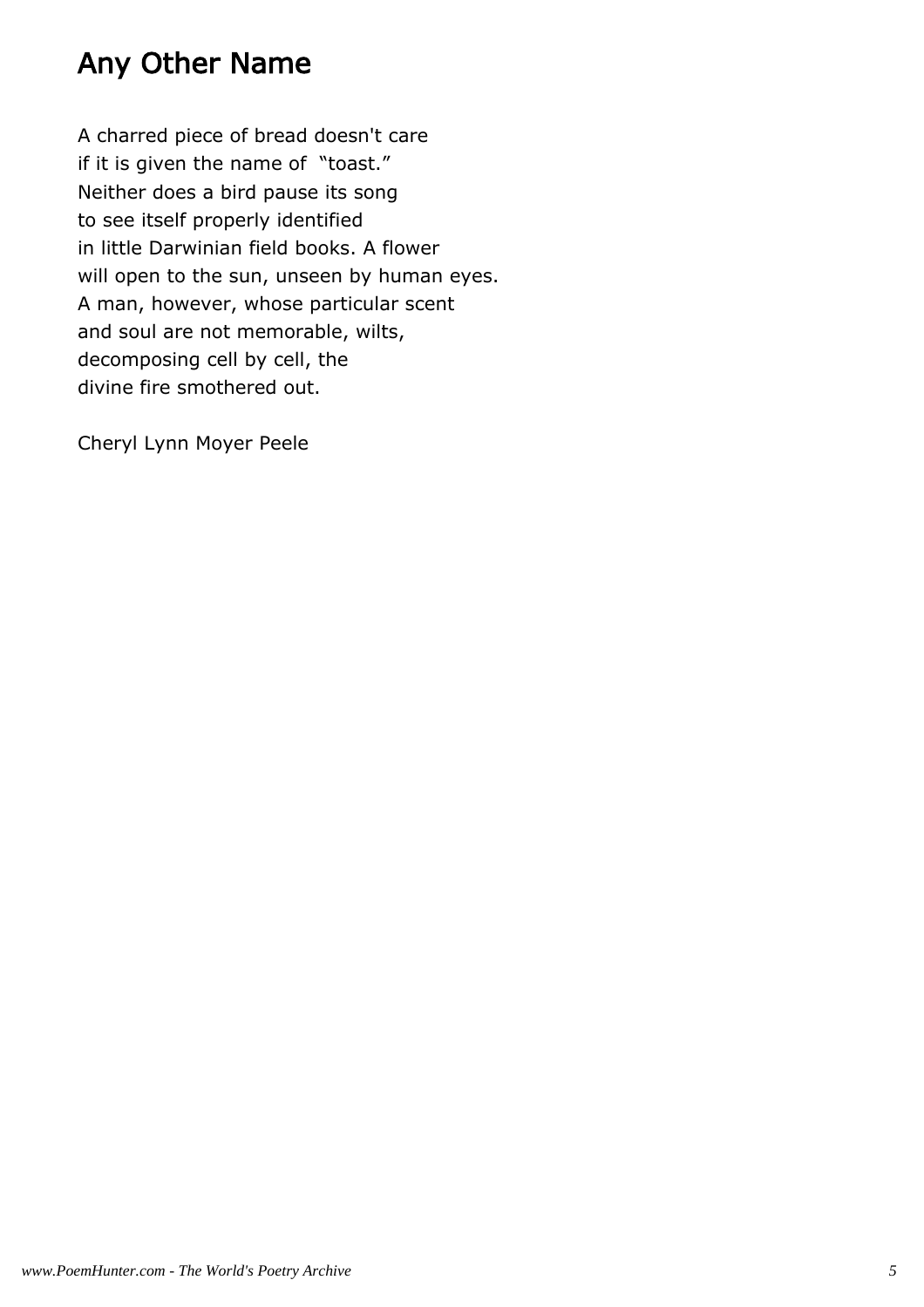# Any Other Name

A charred piece of bread doesn't care  
if it is given the name of "toast."  
Neither does a bird pause its song  
to see itself properly identified  
in little Darwinian field books. A flower  
will open to the sun, unseen by human eyes.  
A man, however, whose particular scent  
and soul are not memorable, wilts,  
decomposing cell by cell, the  
divine fire smothered out.

Cheryl Lynn Moyer Peele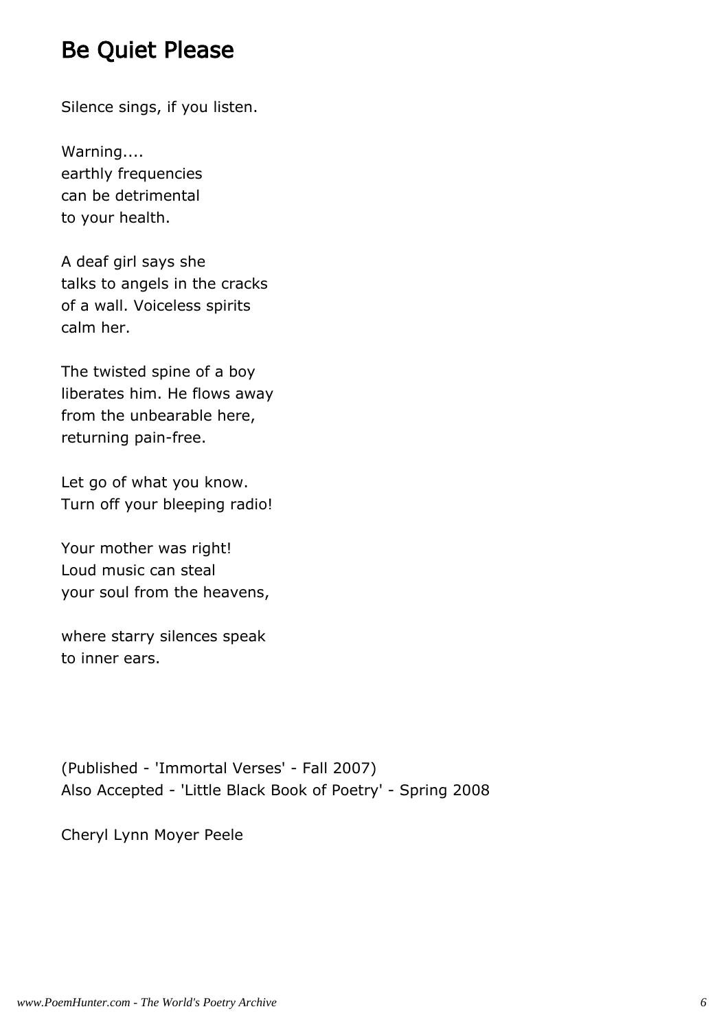# Be Quiet Please

Silence sings, if you listen.

Warning....  
earthly frequencies  
can be detrimental  
to your health.

A deaf girl says she  
talks to angels in the cracks  
of a wall. Voiceless spirits  
calm her.

The twisted spine of a boy  
liberates him. He flows away  
from the unbearable here,  
returning pain-free.

Let go of what you know.  
Turn off your bleeping radio!

Your mother was right!  
Loud music can steal  
your soul from the heavens,

where starry silences speak  
to inner ears.

(Published - 'Immortal Verses' - Fall 2007)  
Also Accepted - 'Little Black Book of Poetry' - Spring 2008

Cheryl Lynn Moyer Peele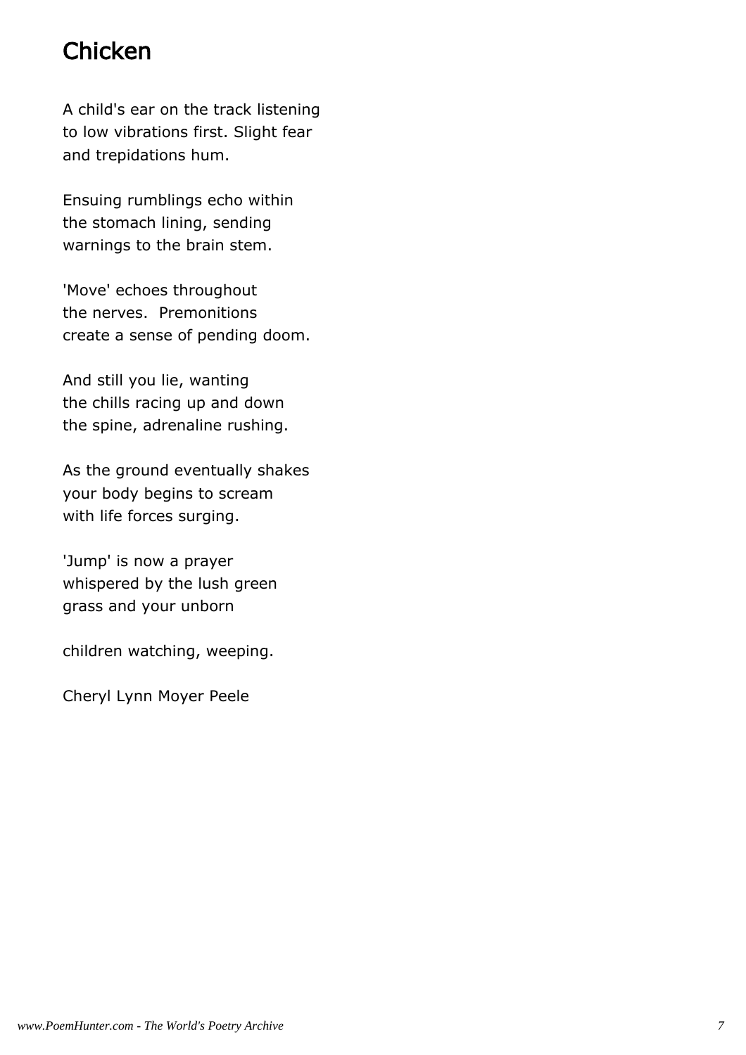## Chicken

A child's ear on the track listening  
to low vibrations first. Slight fear  
and trepidations hum.

Ensuing rumblings echo within  
the stomach lining, sending  
warnings to the brain stem.

'Move' echoes throughout  
the nerves.  Premonitions  
create a sense of pending doom.

And still you lie, wanting  
the chills racing up and down  
the spine, adrenaline rushing.

As the ground eventually shakes  
your body begins to scream  
with life forces surging.

'Jump' is now a prayer  
whispered by the lush green  
grass and your unborn

children watching, weeping.

Cheryl Lynn Moyer Peele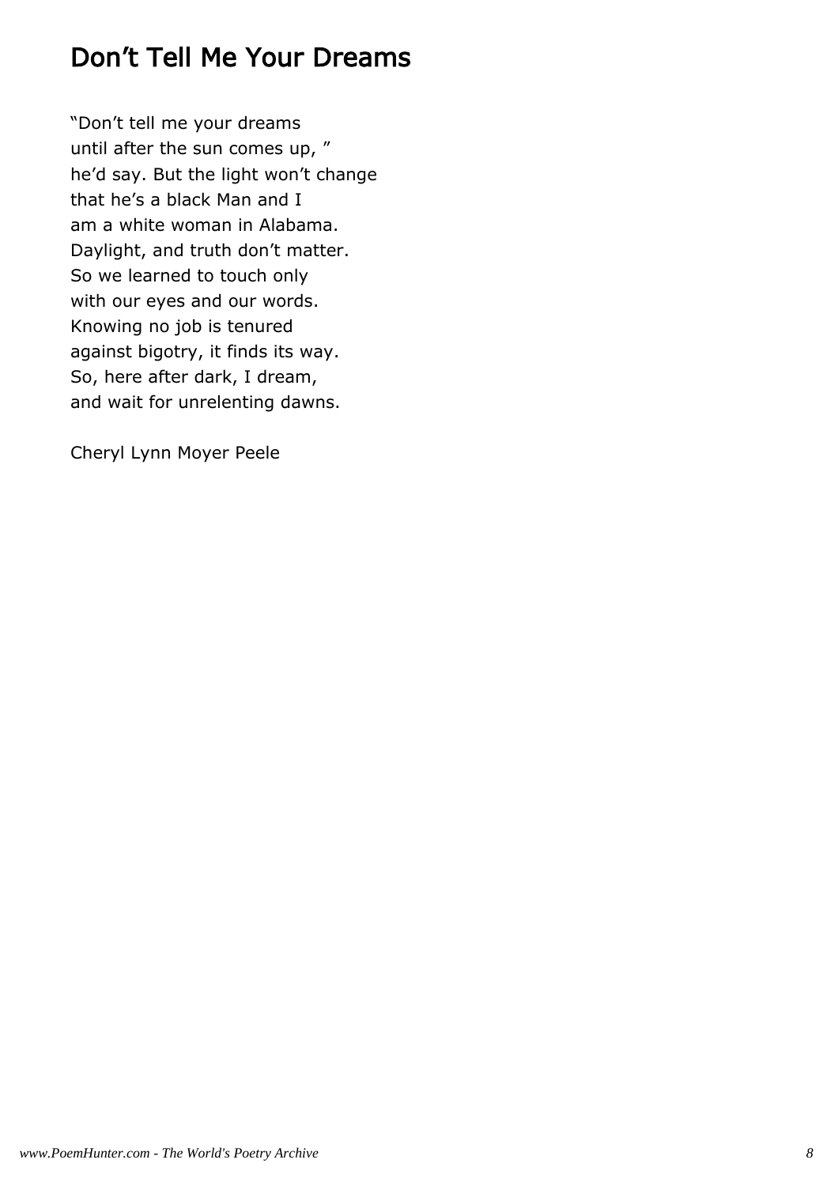## Don’t Tell Me Your Dreams

“Don’t tell me your dreams  
until after the sun comes up, ”  
he’d say. But the light won’t change  
that he’s a black Man and I  
am a white woman in Alabama.  
Daylight, and truth don’t matter.  
So we learned to touch only  
with our eyes and our words.  
Knowing no job is tenured  
against bigotry, it finds its way.  
So, here after dark, I dream,  
and wait for unrelenting dawns.

Cheryl Lynn Moyer Peele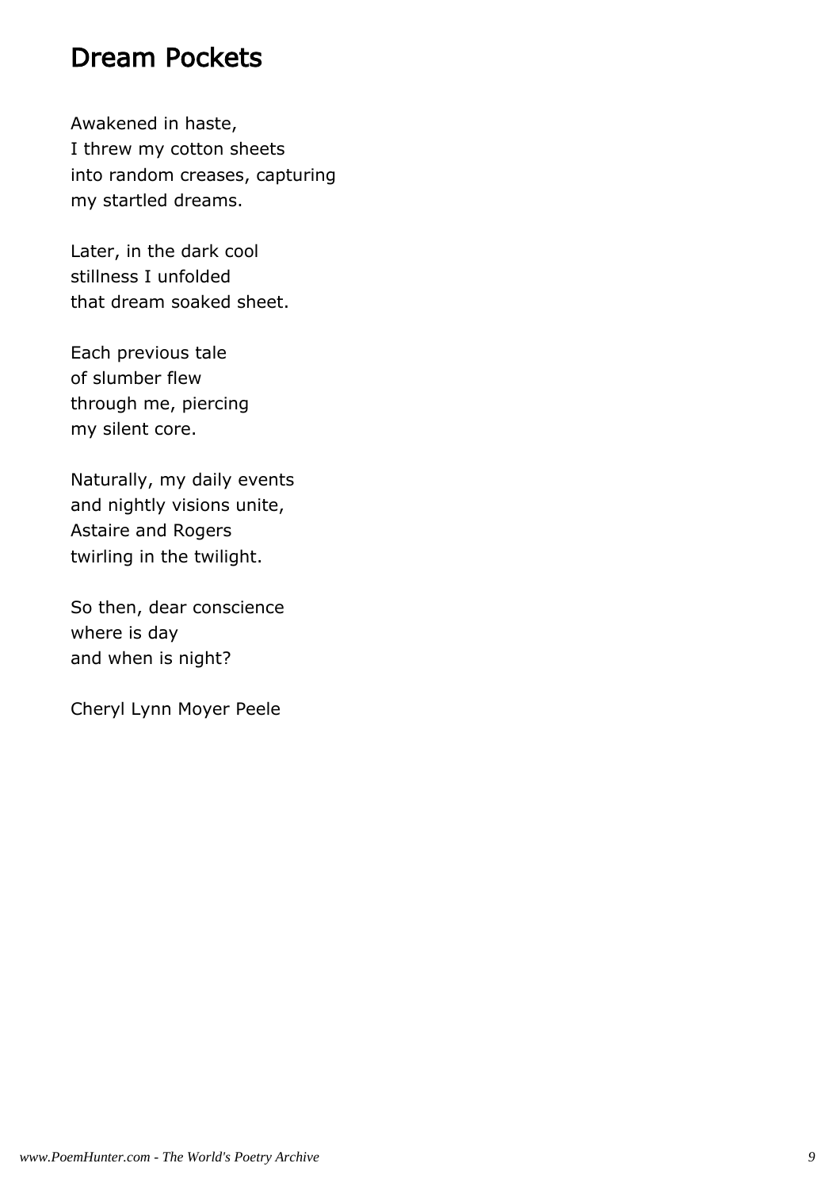## Dream Pockets

Awakened in haste,  
I threw my cotton sheets  
into random creases, capturing  
my startled dreams.

Later, in the dark cool  
stillness I unfolded  
that dream soaked sheet.

Each previous tale  
of slumber flew  
through me, piercing  
my silent core.

Naturally, my daily events  
and nightly visions unite,  
Astaire and Rogers  
twirling in the twilight.

So then, dear conscience  
where is day  
and when is night?

Cheryl Lynn Moyer Peele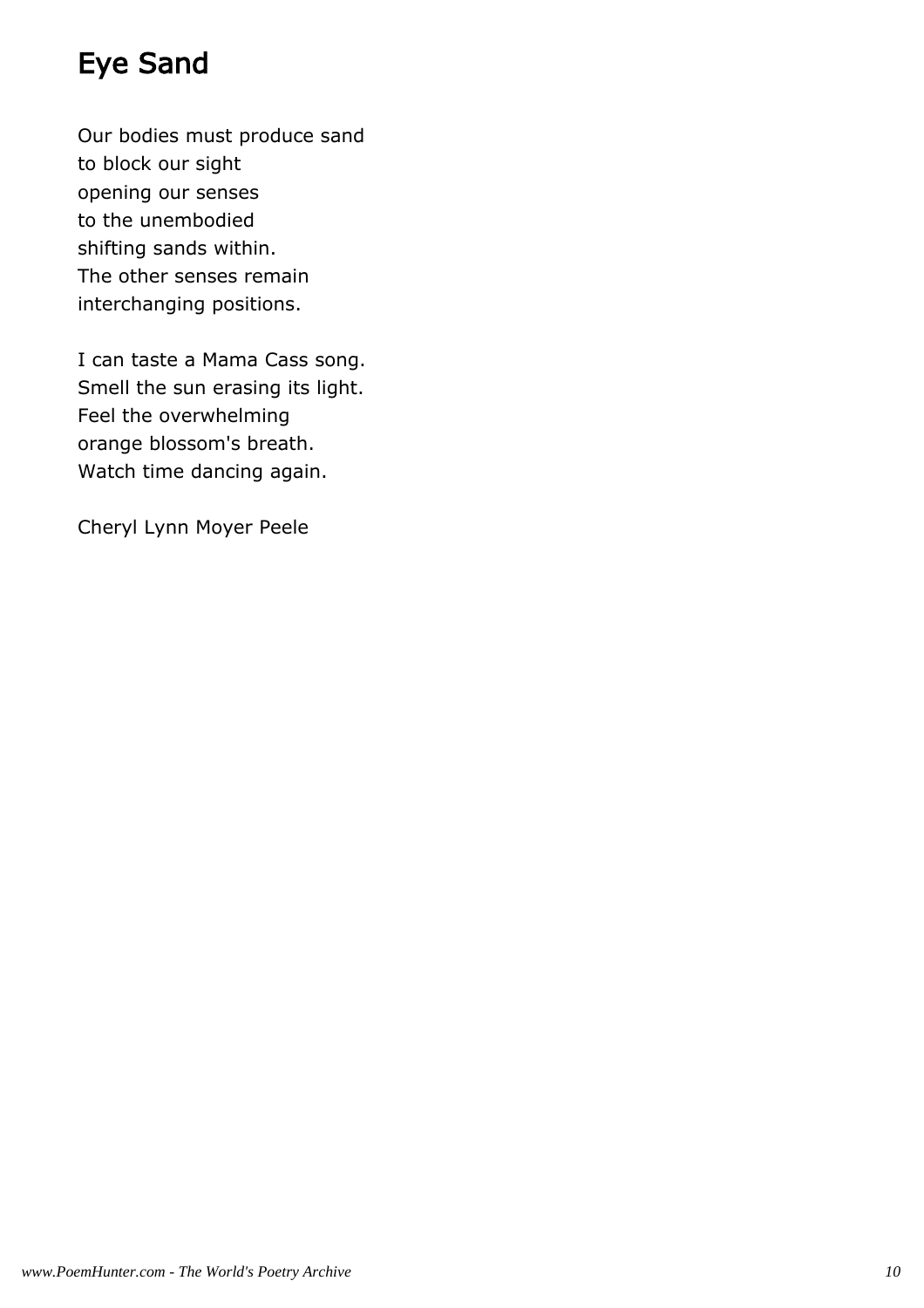# Eye Sand

Our bodies must produce sand
to block our sight
opening our senses
to the unembodied
shifting sands within.
The other senses remain
interchanging positions.

I can taste a Mama Cass song.
Smell the sun erasing its light.
Feel the overwhelming
orange blossom's breath.
Watch time dancing again.

Cheryl Lynn Moyer Peele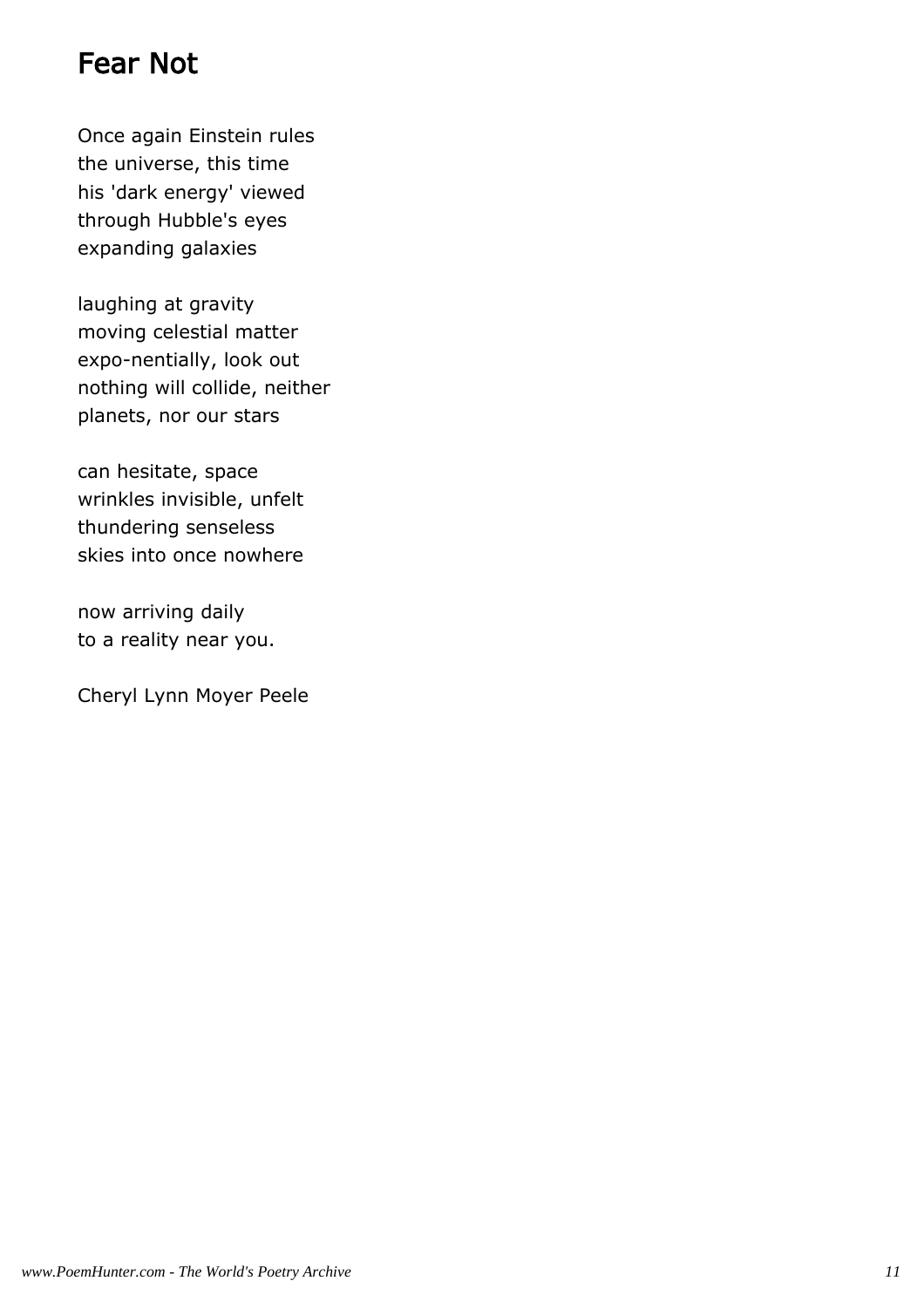## Fear Not

Once again Einstein rules
the universe, this time
his 'dark energy' viewed
through Hubble's eyes
expanding galaxies

laughing at gravity
moving celestial matter
expo-nentially, look out
nothing will collide, neither
planets, nor our stars

can hesitate, space
wrinkles invisible, unfelt
thundering senseless
skies into once nowhere

now arriving daily
to a reality near you.

Cheryl Lynn Moyer Peele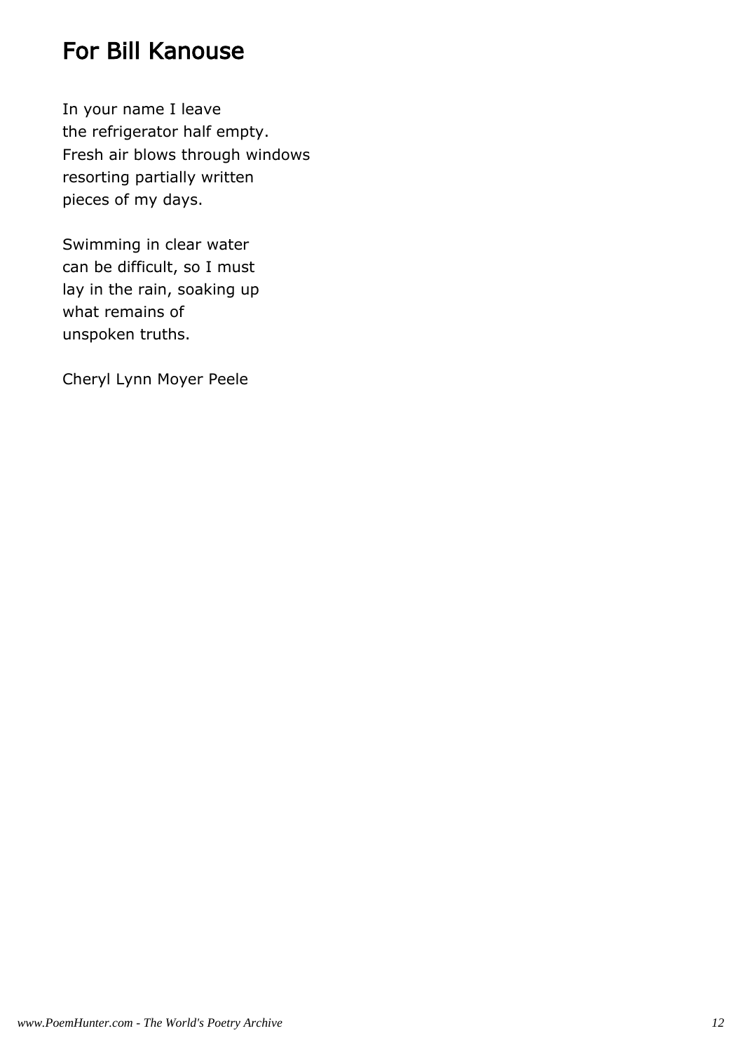# For Bill Kanouse

In your name I leave
the refrigerator half empty.
Fresh air blows through windows
resorting partially written
pieces of my days.

Swimming in clear water
can be difficult, so I must
lay in the rain, soaking up
what remains of
unspoken truths.

Cheryl Lynn Moyer Peele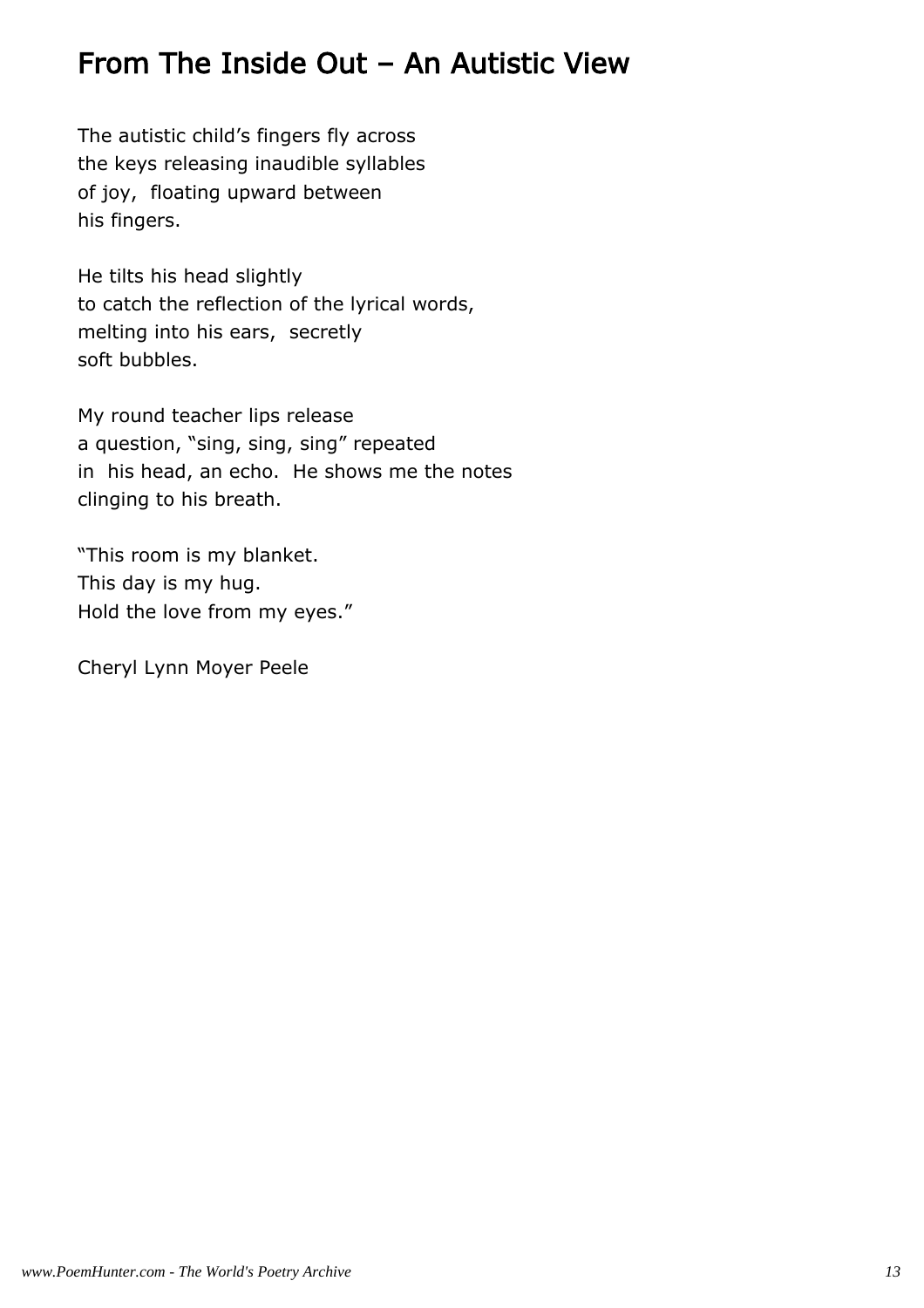## From The Inside Out – An Autistic View

The autistic child's fingers fly across
the keys releasing inaudible syllables
of joy, floating upward between
his fingers.

He tilts his head slightly
to catch the reflection of the lyrical words,
melting into his ears, secretly
soft bubbles.

My round teacher lips release
a question, "sing, sing, sing" repeated
in his head, an echo. He shows me the notes
clinging to his breath.

"This room is my blanket.
This day is my hug.
Hold the love from my eyes."

Cheryl Lynn Moyer Peele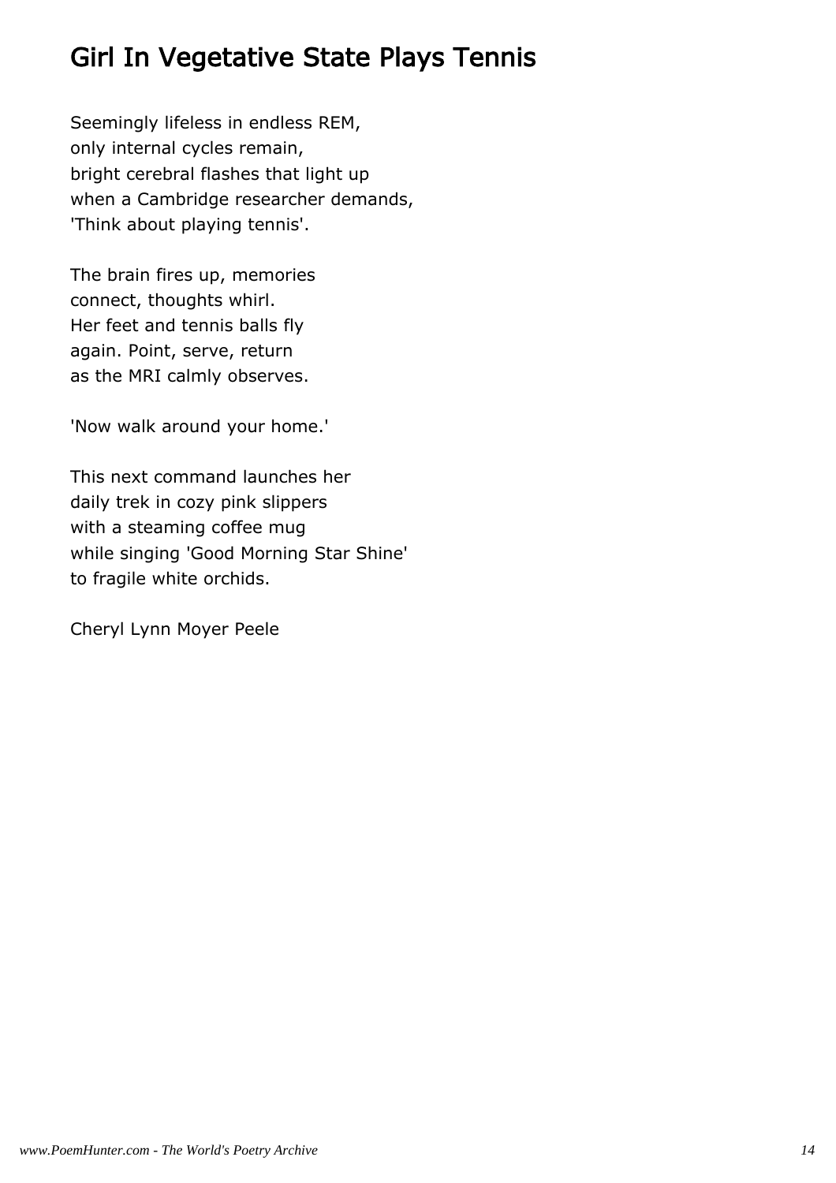## Girl In Vegetative State Plays Tennis

Seemingly lifeless in endless REM,
only internal cycles remain,
bright cerebral flashes that light up
when a Cambridge researcher demands,
'Think about playing tennis'.

The brain fires up, memories
connect, thoughts whirl.
Her feet and tennis balls fly
again. Point, serve, return
as the MRI calmly observes.

'Now walk around your home.'

This next command launches her
daily trek in cozy pink slippers
with a steaming coffee mug
while singing 'Good Morning Star Shine'
to fragile white orchids.

Cheryl Lynn Moyer Peele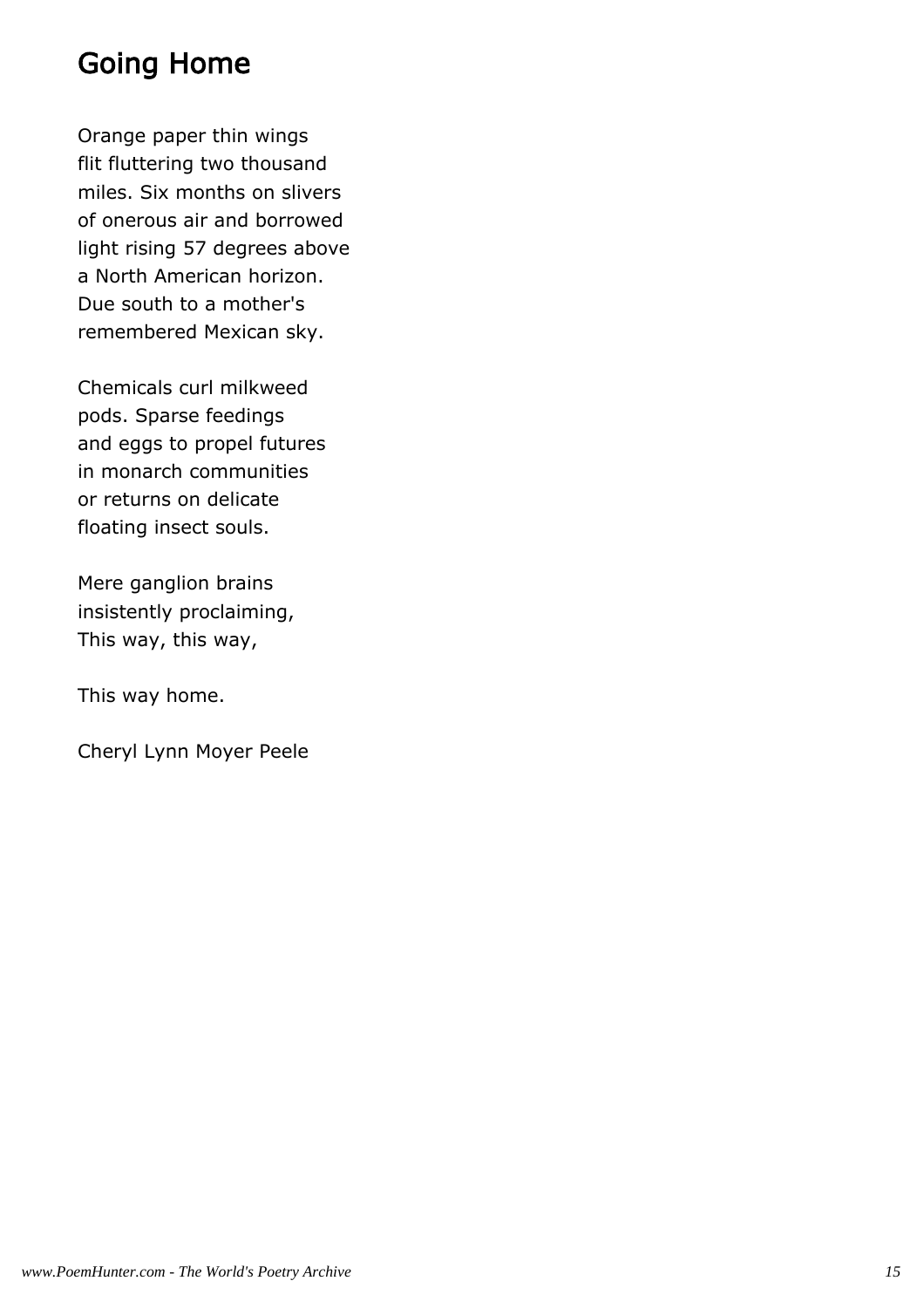## Going Home

Orange paper thin wings
flit fluttering two thousand
miles. Six months on slivers
of onerous air and borrowed
light rising 57 degrees above
a North American horizon.
Due south to a mother's
remembered Mexican sky.

Chemicals curl milkweed
pods. Sparse feedings
and eggs to propel futures
in monarch communities
or returns on delicate
floating insect souls.

Mere ganglion brains
insistently proclaiming,
This way, this way,

This way home.

Cheryl Lynn Moyer Peele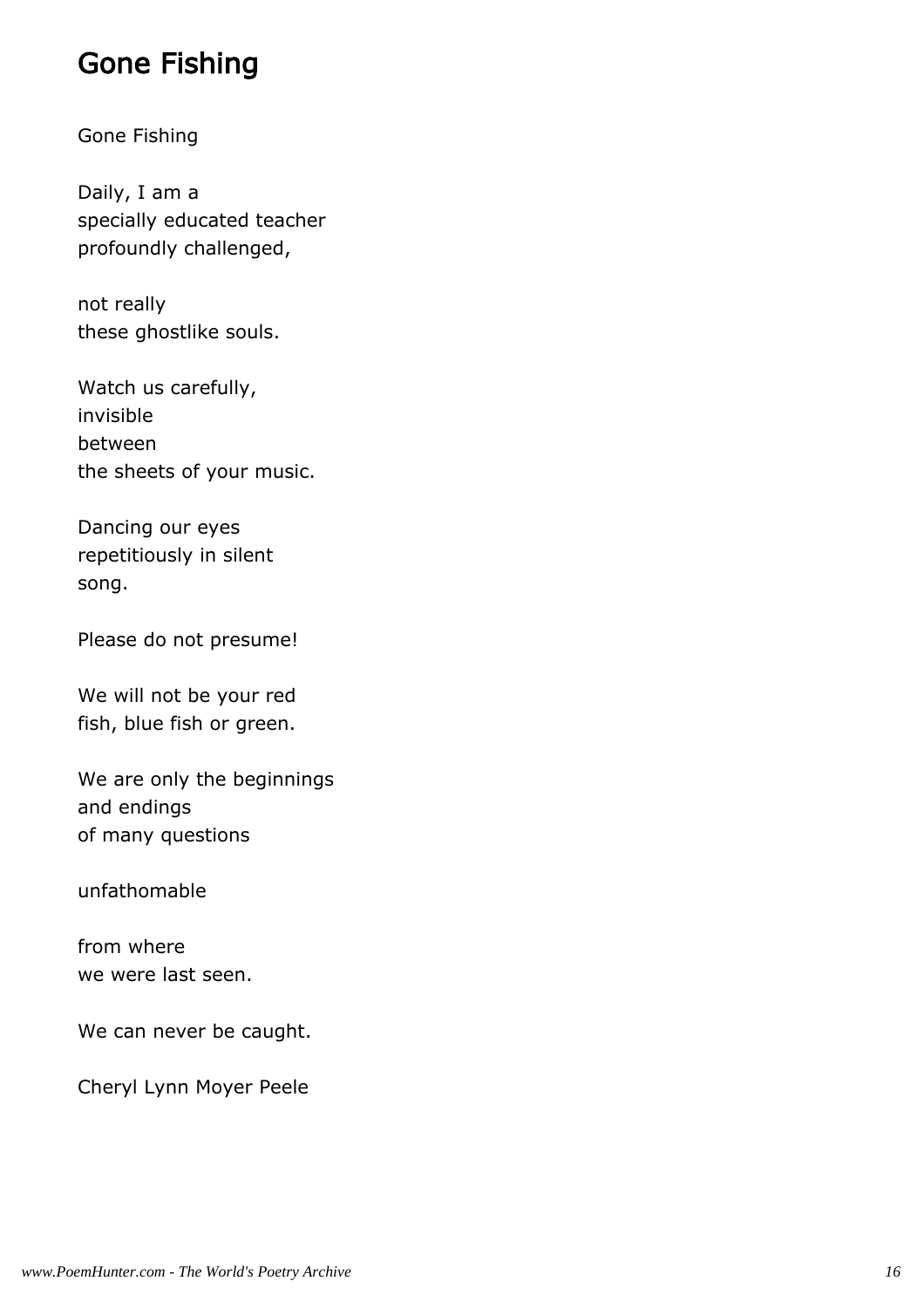## Gone Fishing

Gone Fishing

Daily, I am a  
specially educated teacher  
profoundly challenged,

not really  
these ghostlike souls.

Watch us carefully,  
invisible  
between  
the sheets of your music.

Dancing our eyes  
repetitiously in silent  
song.

Please do not presume!

We will not be your red  
fish, blue fish or green.

We are only the beginnings  
and endings  
of many questions

unfathomable

from where  
we were last seen.

We can never be caught.

Cheryl Lynn Moyer Peele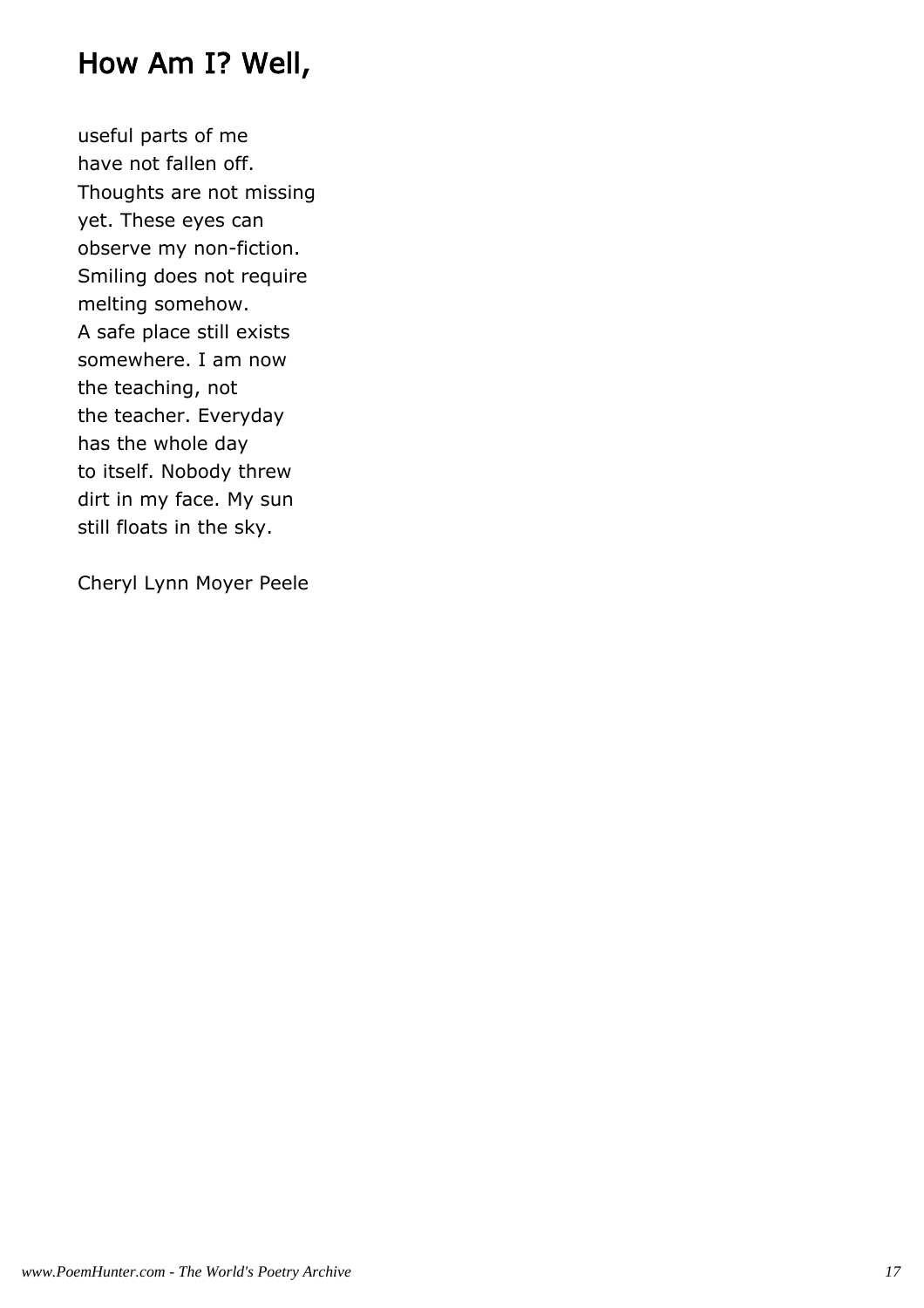## How Am I? Well,

useful parts of me  
have not fallen off.  
Thoughts are not missing  
yet. These eyes can  
observe my non-fiction.  
Smiling does not require  
melting somehow.  
A safe place still exists  
somewhere. I am now  
the teaching, not  
the teacher. Everyday  
has the whole day  
to itself. Nobody threw  
dirt in my face. My sun  
still floats in the sky.

Cheryl Lynn Moyer Peele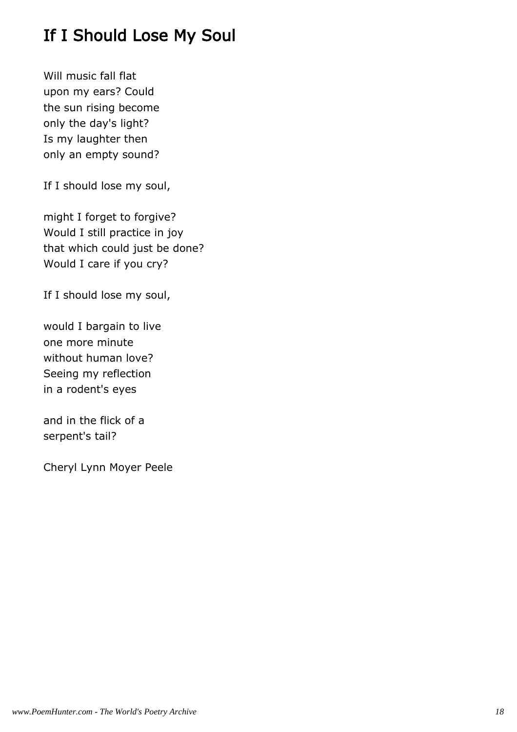## If I Should Lose My Soul

Will music fall flat  
upon my ears? Could  
the sun rising become  
only the day's light?  
Is my laughter then  
only an empty sound?

If I should lose my soul,

might I forget to forgive?  
Would I still practice in joy  
that which could just be done?  
Would I care if you cry?

If I should lose my soul,

would I bargain to live  
one more minute  
without human love?  
Seeing my reflection  
in a rodent's eyes

and in the flick of a  
serpent's tail?

Cheryl Lynn Moyer Peele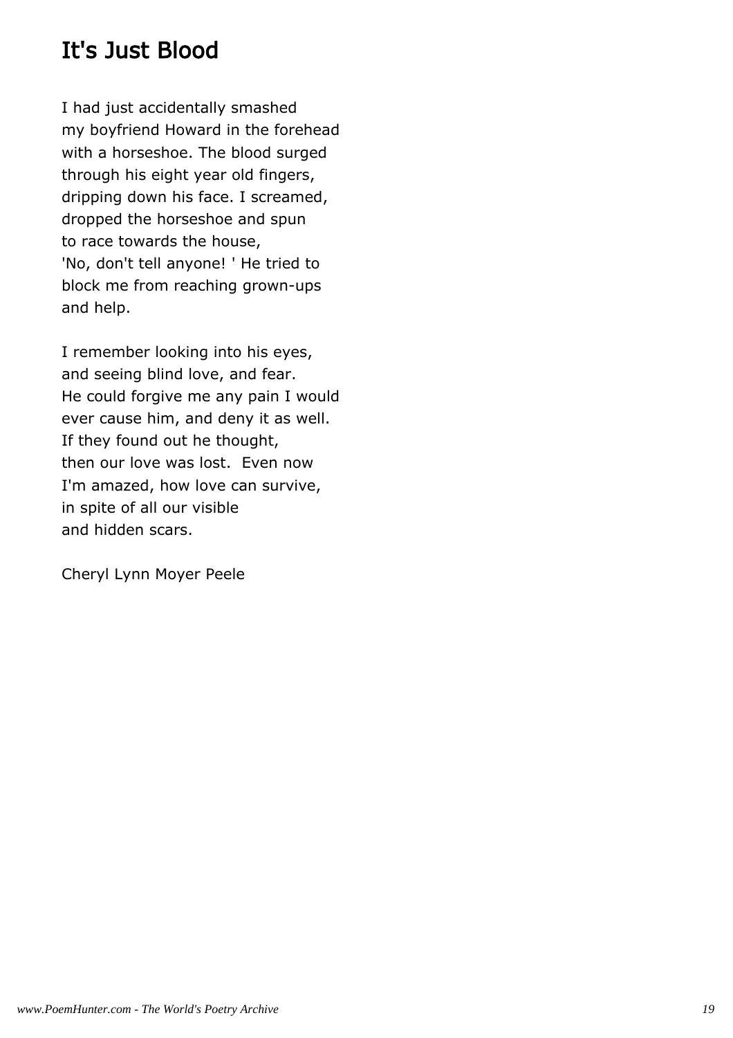## It's Just Blood

I had just accidentally smashed
my boyfriend Howard in the forehead
with a horseshoe. The blood surged
through his eight year old fingers,
dripping down his face. I screamed,
dropped the horseshoe and spun
to race towards the house,
'No, don't tell anyone! ' He tried to
block me from reaching grown-ups
and help.

I remember looking into his eyes,
and seeing blind love, and fear.
He could forgive me any pain I would
ever cause him, and deny it as well.
If they found out he thought,
then our love was lost. Even now
I'm amazed, how love can survive,
in spite of all our visible
and hidden scars.

Cheryl Lynn Moyer Peele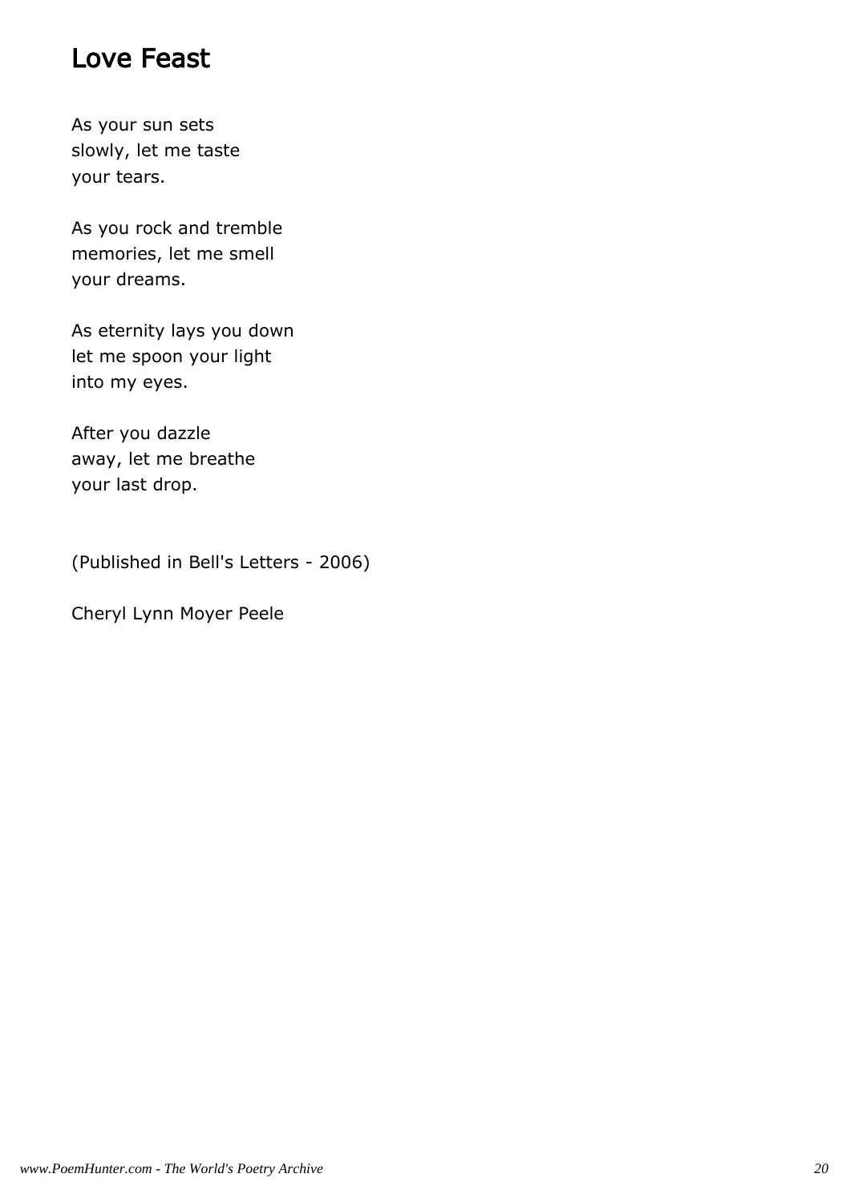## Love Feast

As your sun sets
slowly, let me taste
your tears.

As you rock and tremble
memories, let me smell
your dreams.

As eternity lays you down
let me spoon your light
into my eyes.

After you dazzle
away, let me breathe
your last drop.

(Published in Bell's Letters - 2006)

Cheryl Lynn Moyer Peele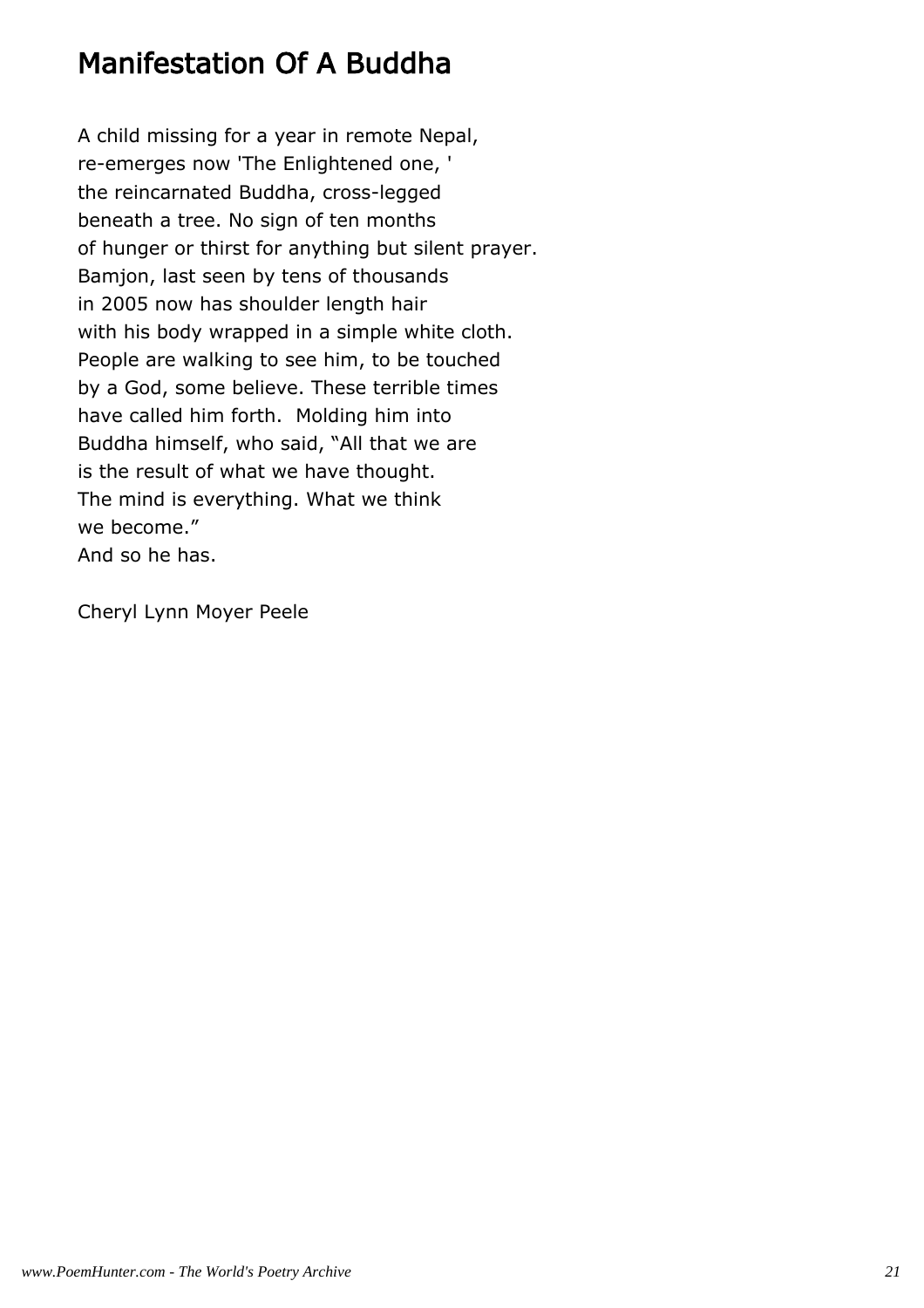# Manifestation Of A Buddha

A child missing for a year in remote Nepal,
re-emerges now 'The Enlightened one, '
the reincarnated Buddha, cross-legged
beneath a tree. No sign of ten months
of hunger or thirst for anything but silent prayer.
Bamjon, last seen by tens of thousands
in 2005 now has shoulder length hair
with his body wrapped in a simple white cloth.
People are walking to see him, to be touched
by a God, some believe. These terrible times
have called him forth.  Molding him into
Buddha himself, who said, “All that we are
is the result of what we have thought.
The mind is everything. What we think
we become.”
And so he has.

Cheryl Lynn Moyer Peele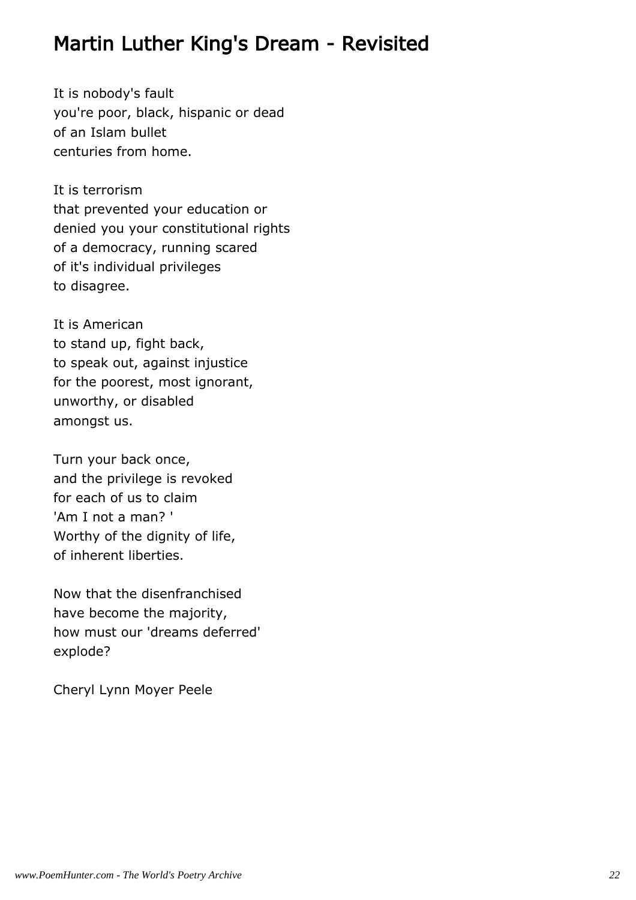## Martin Luther King's Dream - Revisited

It is nobody's fault  
you're poor, black, hispanic or dead  
of an Islam bullet  
centuries from home.

It is terrorism  
that prevented your education or  
denied you your constitutional rights  
of a democracy, running scared  
of it's individual privileges  
to disagree.

It is American  
to stand up, fight back,  
to speak out, against injustice  
for the poorest, most ignorant,  
unworthy, or disabled  
amongst us.

Turn your back once,  
and the privilege is revoked  
for each of us to claim  
'Am I not a man? '  
Worthy of the dignity of life,  
of inherent liberties.

Now that the disenfranchised  
have become the majority,  
how must our 'dreams deferred'  
explode?

Cheryl Lynn Moyer Peele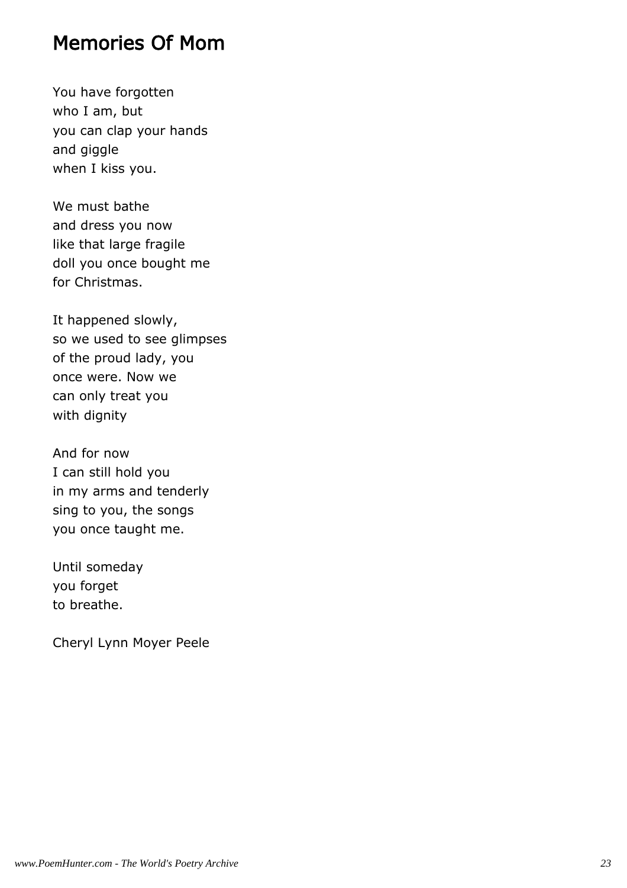## Memories Of Mom

You have forgotten
who I am, but
you can clap your hands
and giggle
when I kiss you.

We must bathe
and dress you now
like that large fragile
doll you once bought me
for Christmas.

It happened slowly,
so we used to see glimpses
of the proud lady, you
once were. Now we
can only treat you
with dignity

And for now
I can still hold you
in my arms and tenderly
sing to you, the songs
you once taught me.

Until someday
you forget
to breathe.

Cheryl Lynn Moyer Peele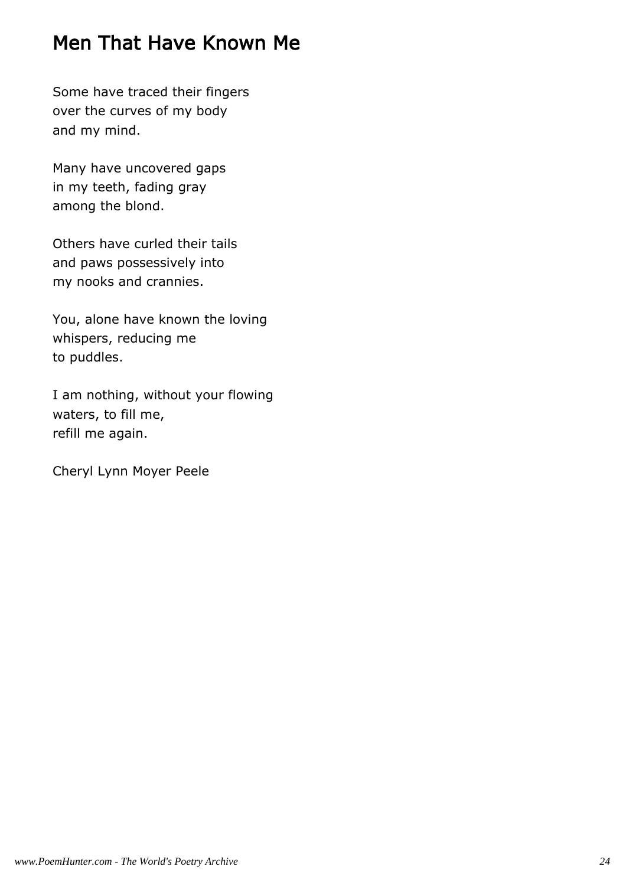## Men That Have Known Me

Some have traced their fingers  
over the curves of my body  
and my mind.

Many have uncovered gaps  
in my teeth, fading gray  
among the blond.

Others have curled their tails  
and paws possessively into  
my nooks and crannies.

You, alone have known the loving  
whispers, reducing me  
to puddles.

I am nothing, without your flowing  
waters, to fill me,  
refill me again.

Cheryl Lynn Moyer Peele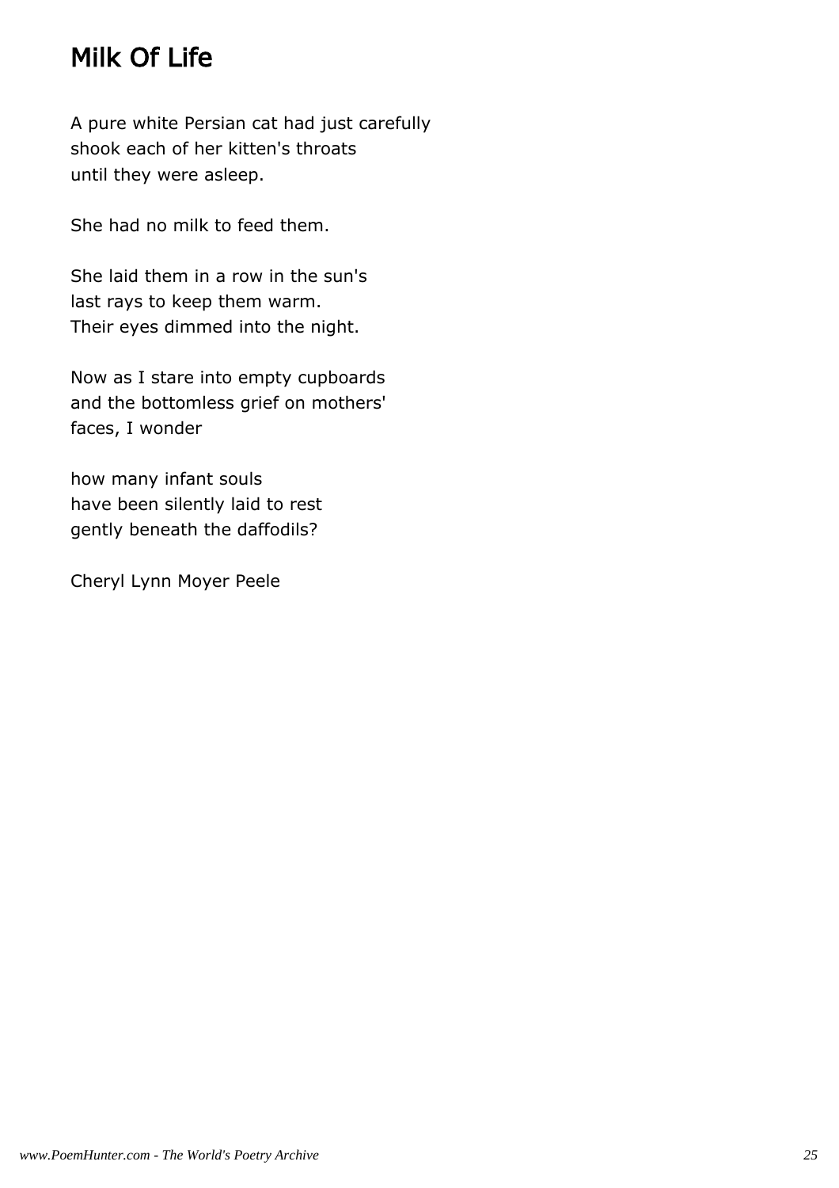# Milk Of Life

A pure white Persian cat had just carefully
shook each of her kitten's throats
until they were asleep.

She had no milk to feed them.

She laid them in a row in the sun's
last rays to keep them warm.
Their eyes dimmed into the night.

Now as I stare into empty cupboards
and the bottomless grief on mothers'
faces, I wonder

how many infant souls
have been silently laid to rest
gently beneath the daffodils?

Cheryl Lynn Moyer Peele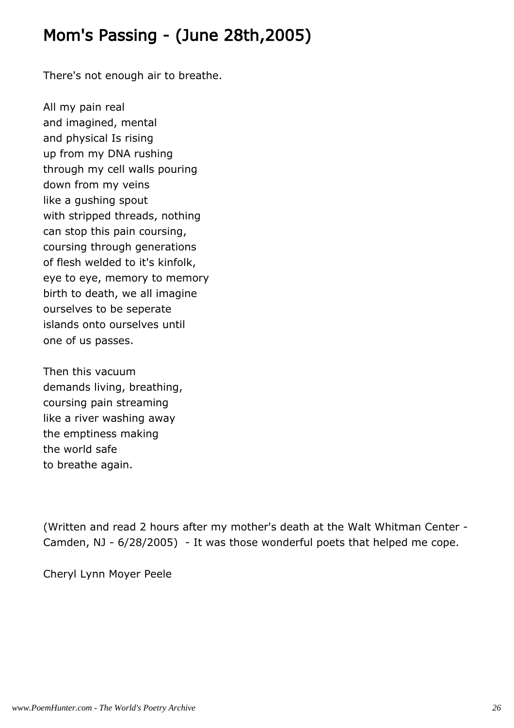# Mom's Passing - (June 28th,2005)

There's not enough air to breathe.

All my pain real  
and imagined, mental  
and physical Is rising  
up from my DNA rushing  
through my cell walls pouring  
down from my veins  
like a gushing spout  
with stripped threads, nothing  
can stop this pain coursing,  
coursing through generations  
of flesh welded to it's kinfolk,  
eye to eye, memory to memory  
birth to death, we all imagine  
ourselves to be seperate  
islands onto ourselves until  
one of us passes.

Then this vacuum  
demands living, breathing,  
coursing pain streaming  
like a river washing away  
the emptiness making  
the world safe  
to breathe again.

(Written and read 2 hours after my mother's death at the Walt Whitman Center - Camden, NJ - 6/28/2005) - It was those wonderful poets that helped me cope.

Cheryl Lynn Moyer Peele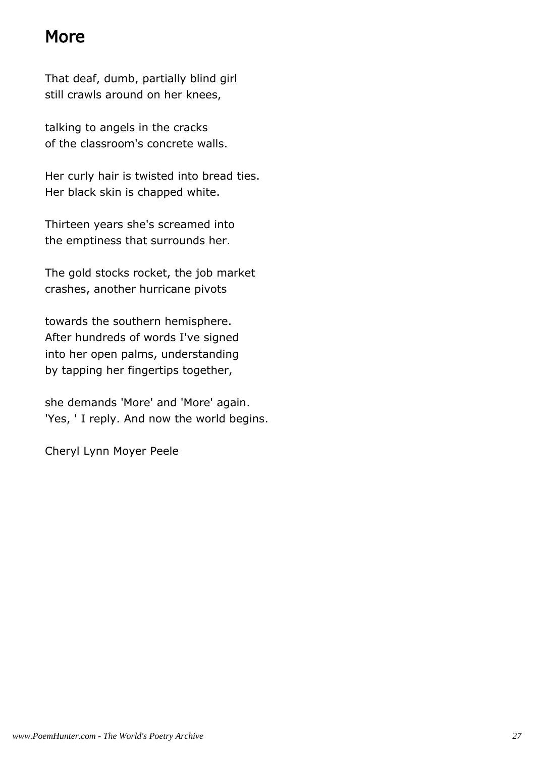## More

That deaf, dumb, partially blind girl
still crawls around on her knees,

talking to angels in the cracks
of the classroom's concrete walls.

Her curly hair is twisted into bread ties.
Her black skin is chapped white.

Thirteen years she's screamed into
the emptiness that surrounds her.

The gold stocks rocket, the job market
crashes, another hurricane pivots

towards the southern hemisphere.
After hundreds of words I've signed
into her open palms, understanding
by tapping her fingertips together,

she demands 'More' and 'More' again.
'Yes, ' I reply. And now the world begins.

Cheryl Lynn Moyer Peele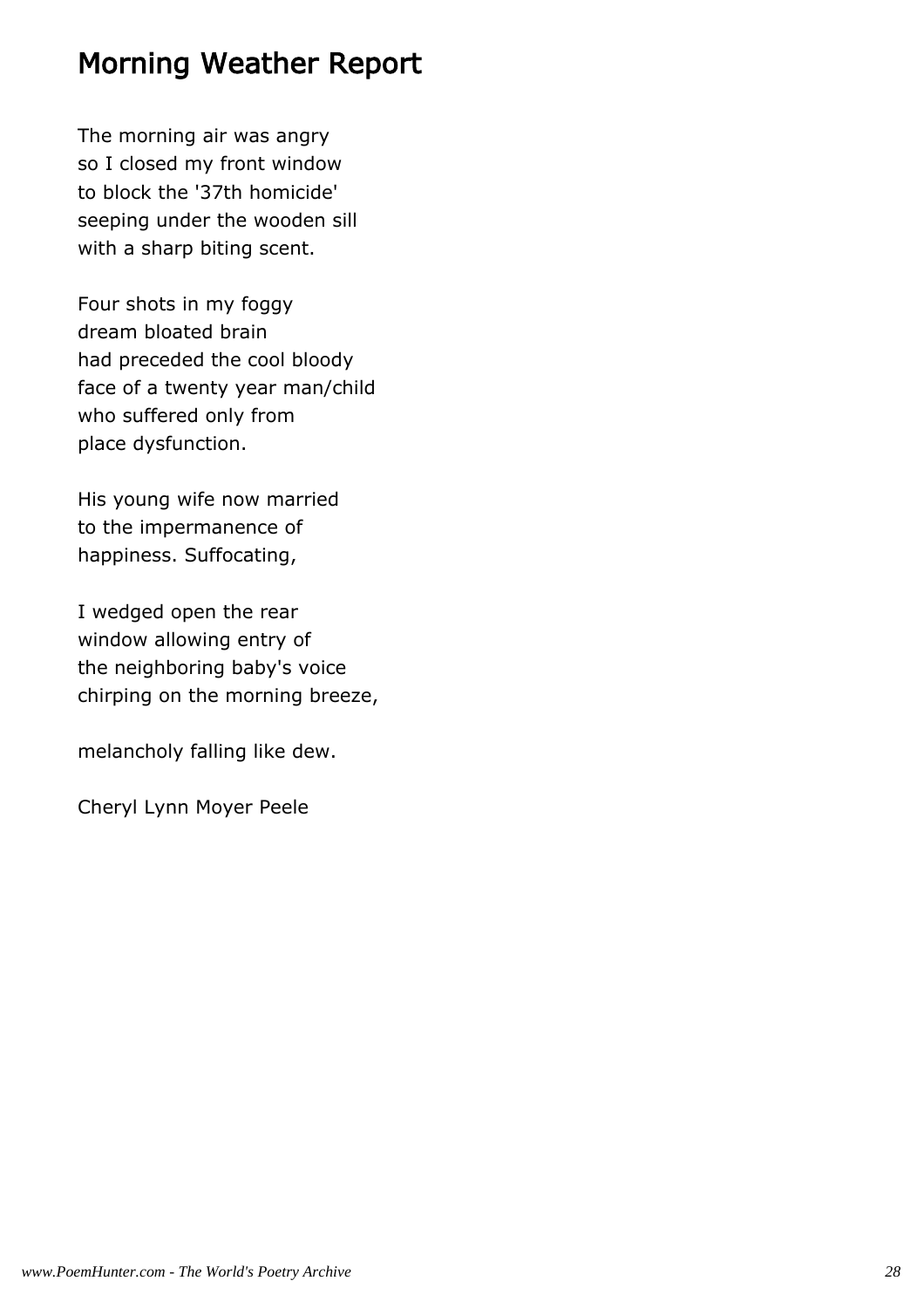# Morning Weather Report

The morning air was angry
so I closed my front window
to block the '37th homicide'
seeping under the wooden sill
with a sharp biting scent.

Four shots in my foggy
dream bloated brain
had preceded the cool bloody
face of a twenty year man/child
who suffered only from
place dysfunction.

His young wife now married
to the impermanence of
happiness. Suffocating,

I wedged open the rear
window allowing entry of
the neighboring baby's voice
chirping on the morning breeze,

melancholy falling like dew.

Cheryl Lynn Moyer Peele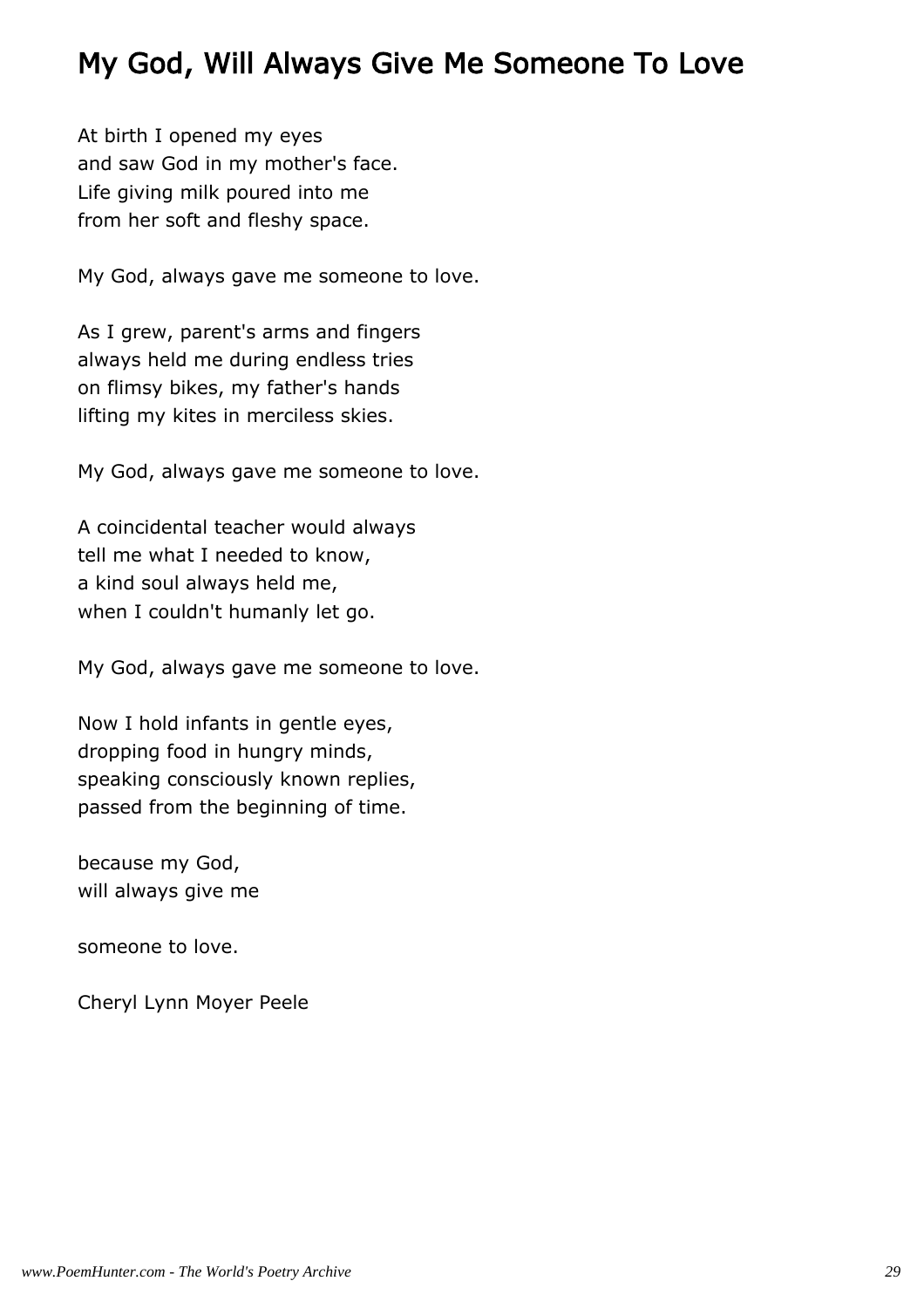# My God, Will Always Give Me Someone To Love

At birth I opened my eyes
and saw God in my mother's face.
Life giving milk poured into me
from her soft and fleshy space.

My God, always gave me someone to love.

As I grew, parent's arms and fingers
always held me during endless tries
on flimsy bikes, my father's hands
lifting my kites in merciless skies.

My God, always gave me someone to love.

A coincidental teacher would always
tell me what I needed to know,
a kind soul always held me,
when I couldn't humanly let go.

My God, always gave me someone to love.

Now I hold infants in gentle eyes,
dropping food in hungry minds,
speaking consciously known replies,
passed from the beginning of time.

because my God,
will always give me

someone to love.

Cheryl Lynn Moyer Peele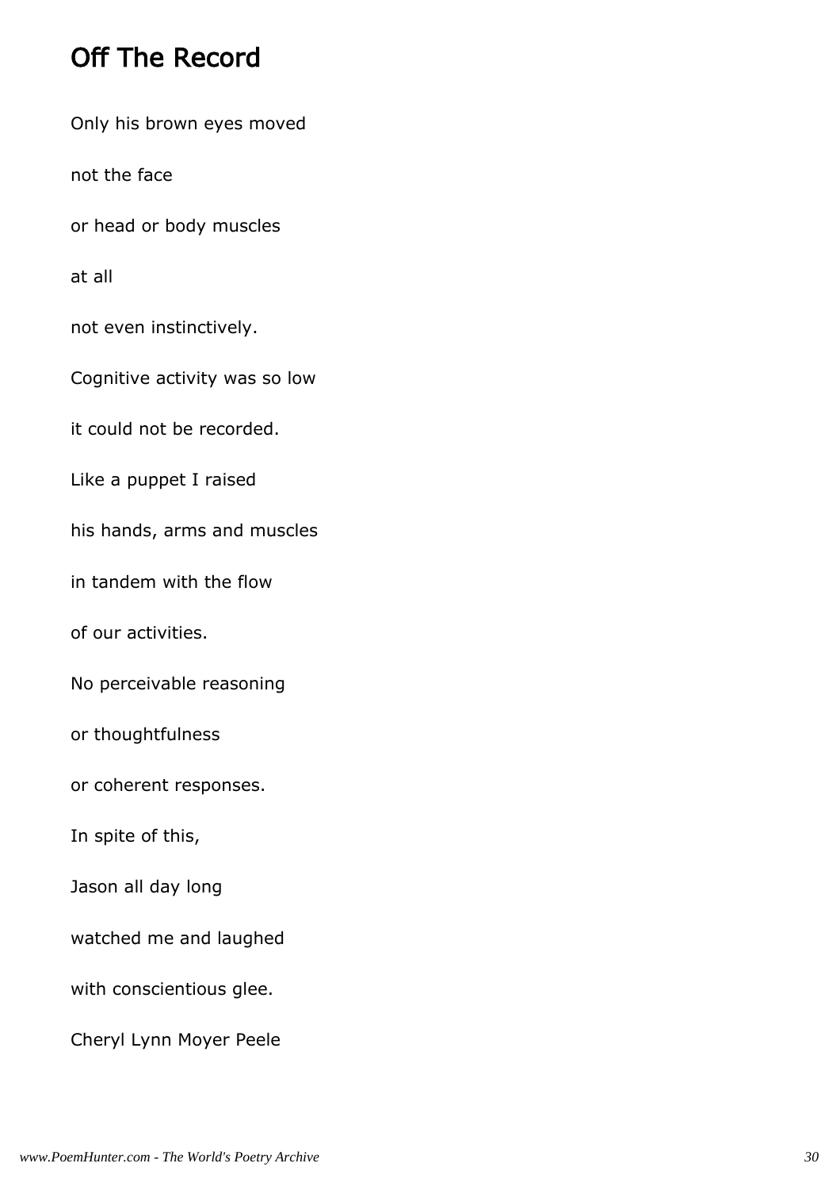## Off The Record

Only his brown eyes moved

not the face

or head or body muscles

at all

not even instinctively.

Cognitive activity was so low

it could not be recorded.

Like a puppet I raised

his hands, arms and muscles

in tandem with the flow

of our activities.

No perceivable reasoning

or thoughtfulness

or coherent responses.

In spite of this,

Jason all day long

watched me and laughed

with conscientious glee.

Cheryl Lynn Moyer Peele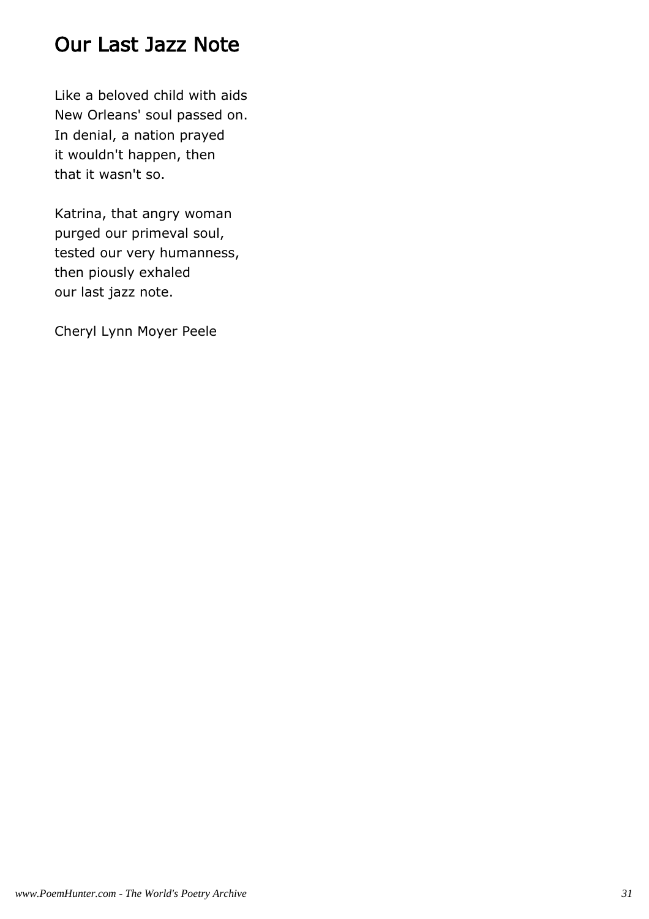# Our Last Jazz Note

Like a beloved child with aids  
New Orleans' soul passed on.  
In denial, a nation prayed  
it wouldn't happen, then  
that it wasn't so.

Katrina, that angry woman  
purged our primeval soul,  
tested our very humanness,  
then piously exhaled  
our last jazz note.

Cheryl Lynn Moyer Peele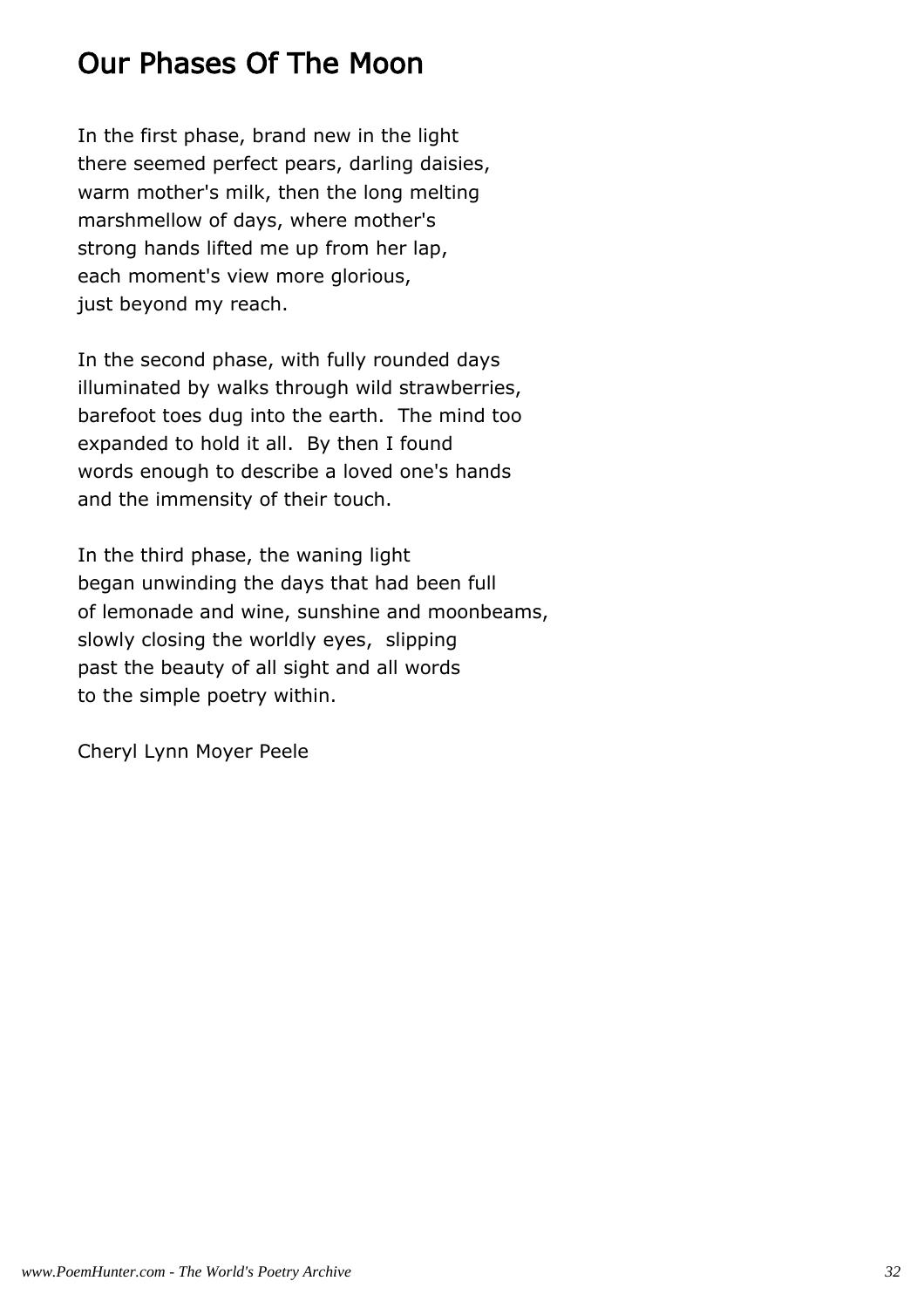## Our Phases Of The Moon

In the first phase, brand new in the light
there seemed perfect pears, darling daisies,
warm mother's milk, then the long melting
marshmellow of days, where mother's
strong hands lifted me up from her lap,
each moment's view more glorious,
just beyond my reach.

In the second phase, with fully rounded days
illuminated by walks through wild strawberries,
barefoot toes dug into the earth.  The mind too
expanded to hold it all.  By then I found
words enough to describe a loved one's hands
and the immensity of their touch.

In the third phase, the waning light
began unwinding the days that had been full
of lemonade and wine, sunshine and moonbeams,
slowly closing the worldly eyes,  slipping
past the beauty of all sight and all words
to the simple poetry within.

Cheryl Lynn Moyer Peele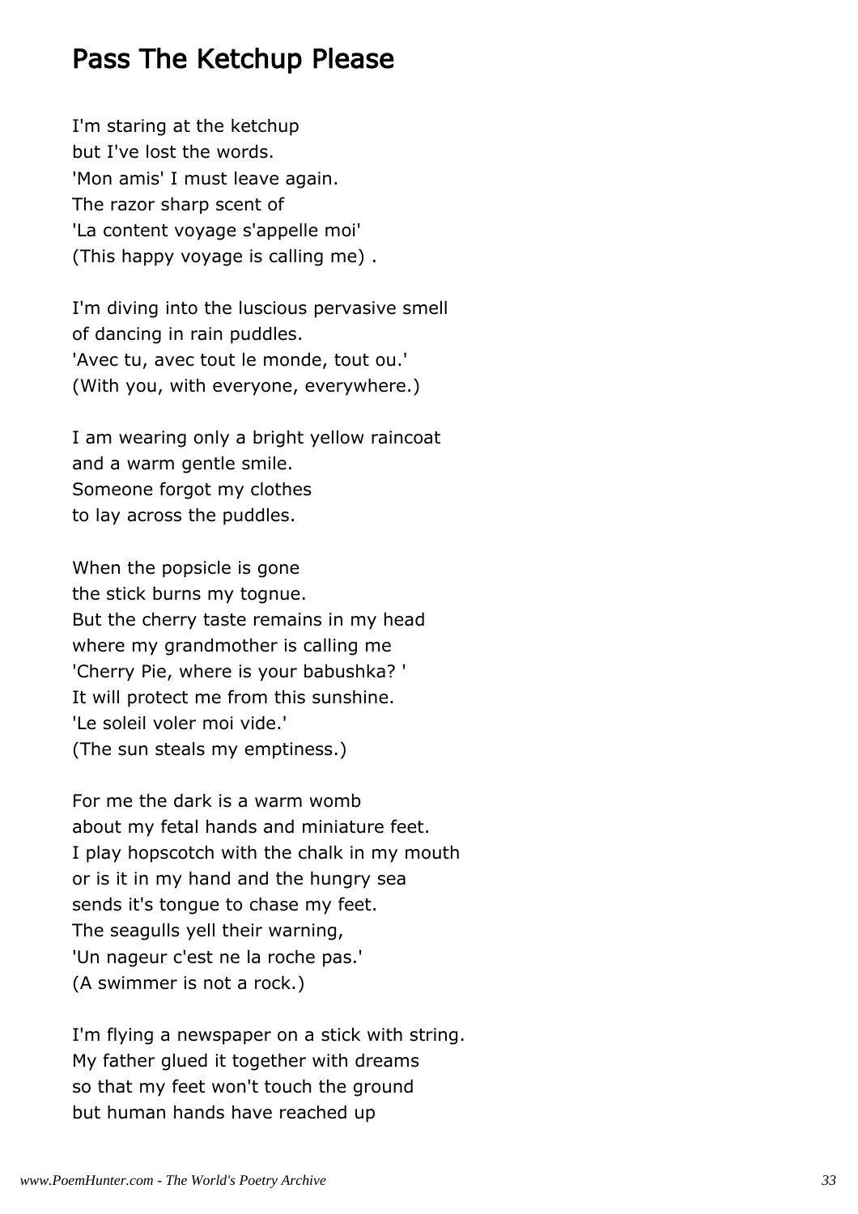# Pass The Ketchup Please

I'm staring at the ketchup
but I've lost the words.
'Mon amis' I must leave again.
The razor sharp scent of
'La content voyage s'appelle moi'
(This happy voyage is calling me) .

I'm diving into the luscious pervasive smell
of dancing in rain puddles.
'Avec tu, avec tout le monde, tout ou.'
(With you, with everyone, everywhere.)

I am wearing only a bright yellow raincoat
and a warm gentle smile.
Someone forgot my clothes
to lay across the puddles.

When the popsicle is gone
the stick burns my tognue.
But the cherry taste remains in my head
where my grandmother is calling me
'Cherry Pie, where is your babushka? '
It will protect me from this sunshine.
'Le soleil voler moi vide.'
(The sun steals my emptiness.)

For me the dark is a warm womb
about my fetal hands and miniature feet.
I play hopscotch with the chalk in my mouth
or is it in my hand and the hungry sea
sends it's tongue to chase my feet.
The seagulls yell their warning,
'Un nageur c'est ne la roche pas.'
(A swimmer is not a rock.)

I'm flying a newspaper on a stick with string.
My father glued it together with dreams
so that my feet won't touch the ground
but human hands have reached up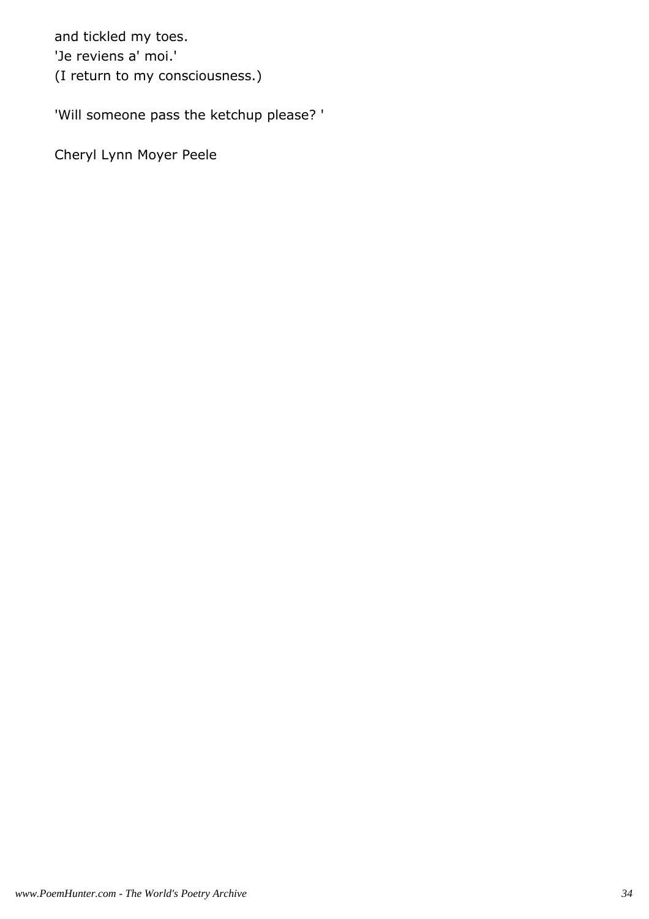and tickled my toes.
'Je reviens a' moi.'
(I return to my consciousness.)

'Will someone pass the ketchup please? '

Cheryl Lynn Moyer Peele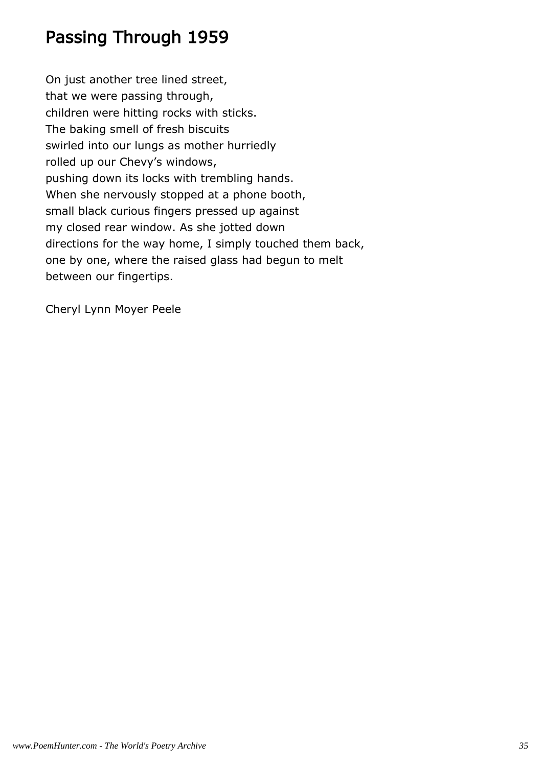# Passing Through 1959

On just another tree lined street,
that we were passing through,
children were hitting rocks with sticks.
The baking smell of fresh biscuits
swirled into our lungs as mother hurriedly
rolled up our Chevy's windows,
pushing down its locks with trembling hands.
When she nervously stopped at a phone booth,
small black curious fingers pressed up against
my closed rear window. As she jotted down
directions for the way home, I simply touched them back,
one by one, where the raised glass had begun to melt
between our fingertips.

Cheryl Lynn Moyer Peele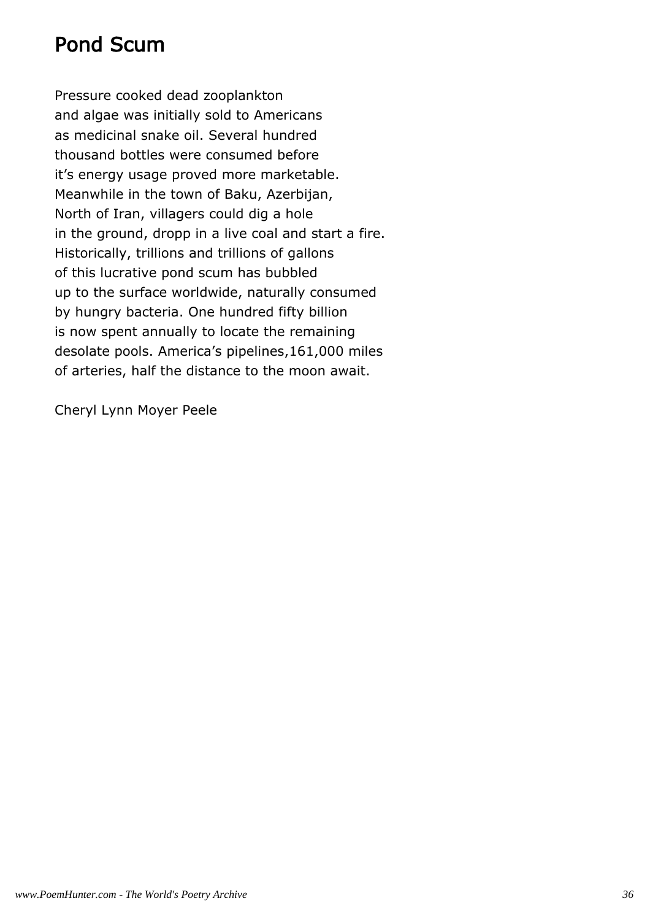# Pond Scum

Pressure cooked dead zooplankton  
and algae was initially sold to Americans  
as medicinal snake oil. Several hundred  
thousand bottles were consumed before  
it's energy usage proved more marketable.  
Meanwhile in the town of Baku, Azerbijan,  
North of Iran, villagers could dig a hole  
in the ground, dropp in a live coal and start a fire.  
Historically, trillions and trillions of gallons  
of this lucrative pond scum has bubbled  
up to the surface worldwide, naturally consumed  
by hungry bacteria. One hundred fifty billion  
is now spent annually to locate the remaining  
desolate pools. America's pipelines,161,000 miles  
of arteries, half the distance to the moon await.

Cheryl Lynn Moyer Peele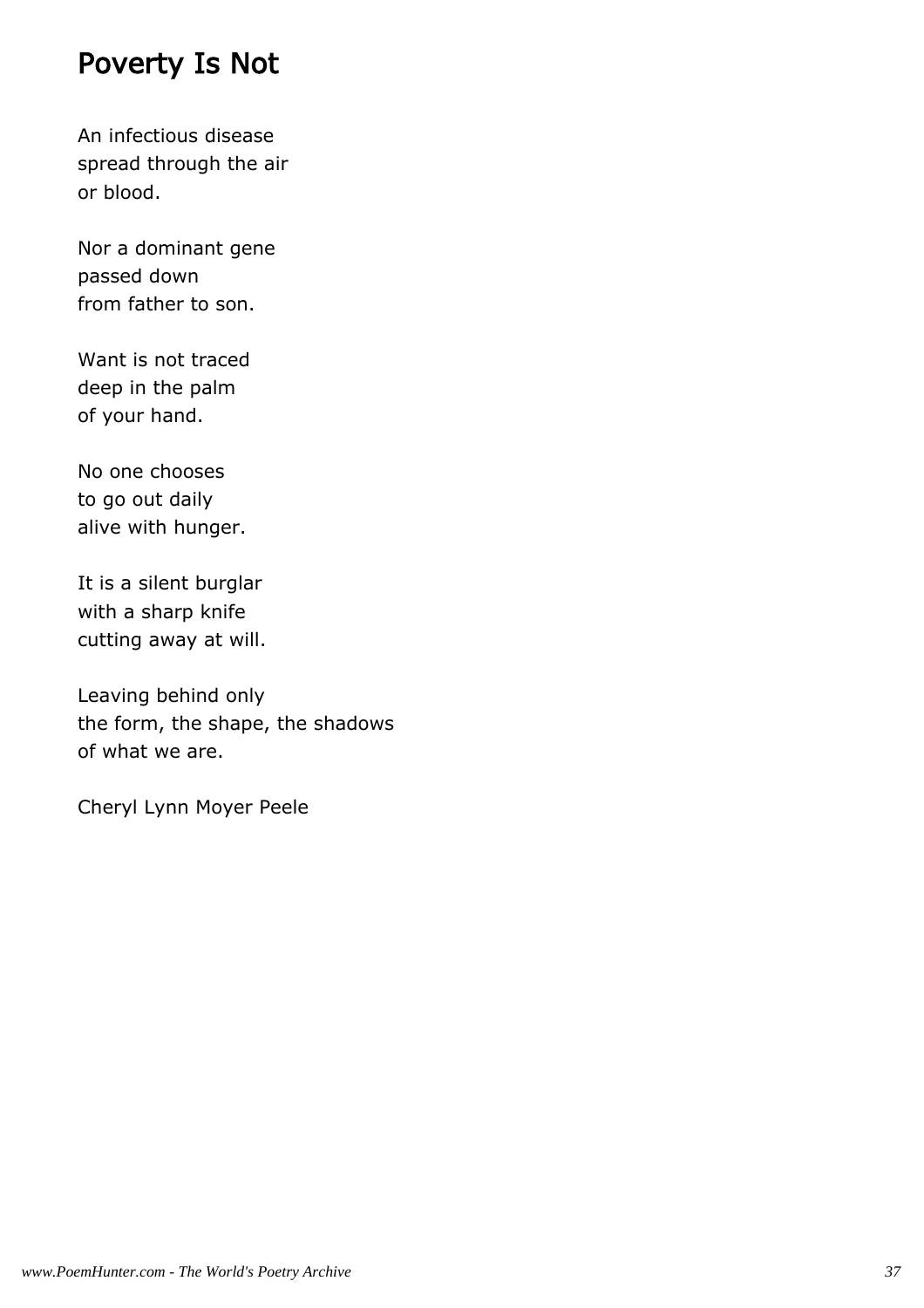# Poverty Is Not

An infectious disease
spread through the air
or blood.

Nor a dominant gene
passed down
from father to son.

Want is not traced
deep in the palm
of your hand.

No one chooses
to go out daily
alive with hunger.

It is a silent burglar
with a sharp knife
cutting away at will.

Leaving behind only
the form, the shape, the shadows
of what we are.

Cheryl Lynn Moyer Peele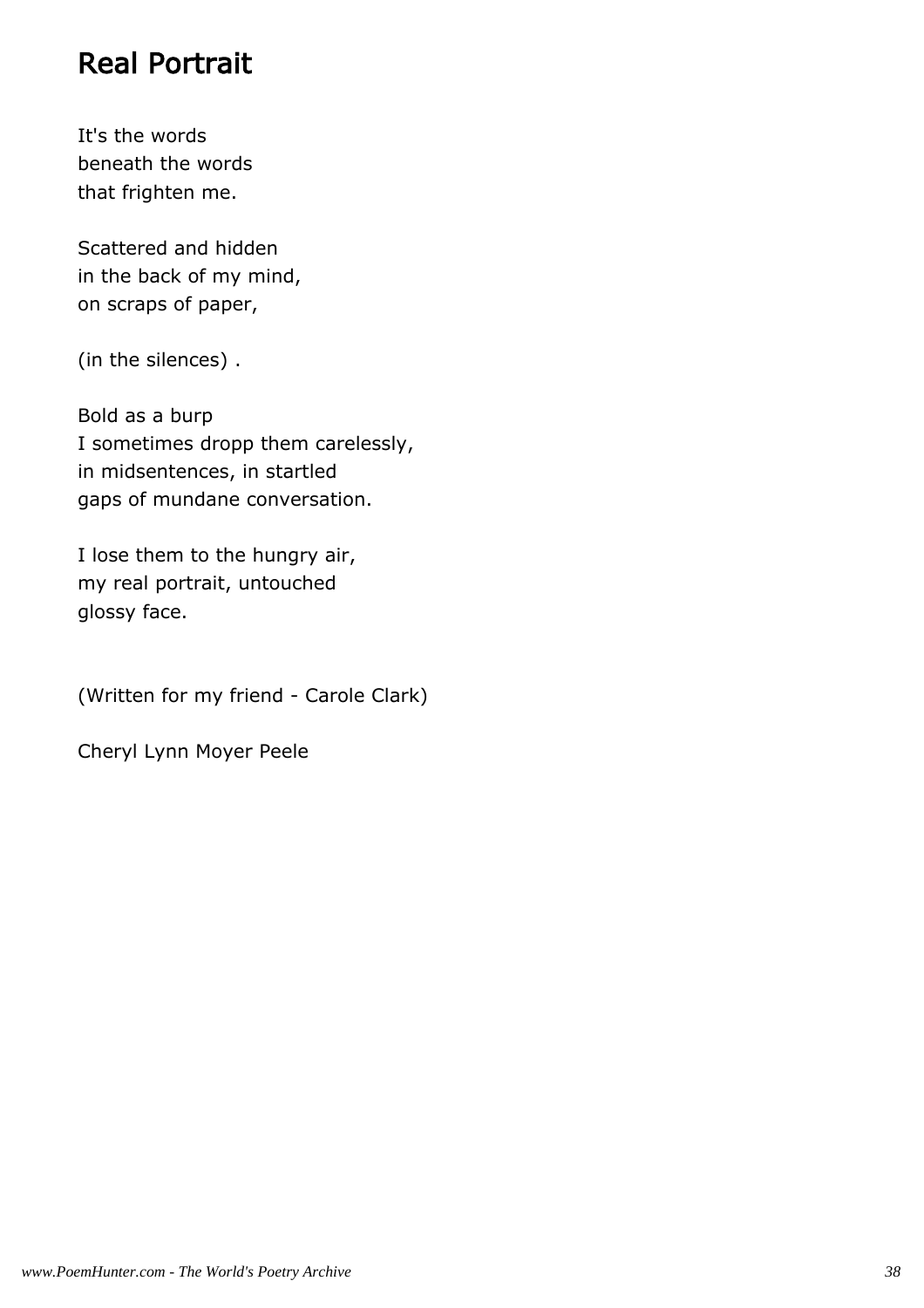## Real Portrait

It's the words  
beneath the words  
that frighten me.

Scattered and hidden  
in the back of my mind,  
on scraps of paper,

(in the silences) .

Bold as a burp  
I sometimes dropp them carelessly,  
in midsentences, in startled  
gaps of mundane conversation.

I lose them to the hungry air,  
my real portrait, untouched  
glossy face.

(Written for my friend - Carole Clark)

Cheryl Lynn Moyer Peele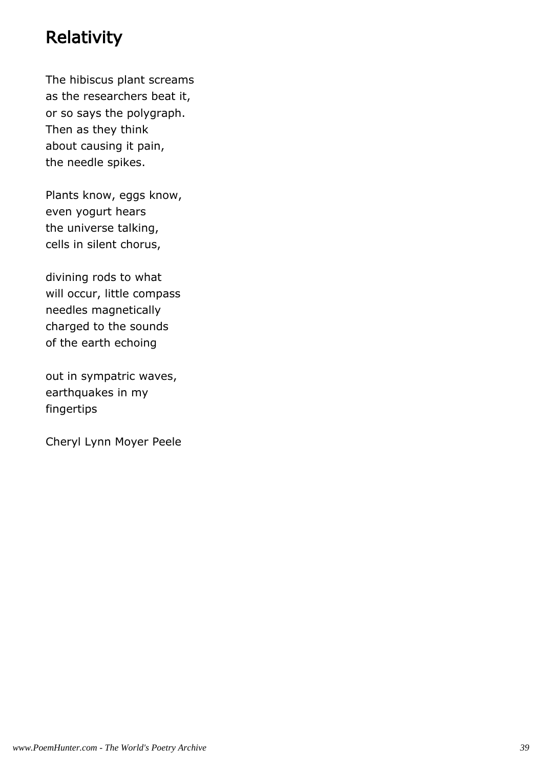# Relativity

The hibiscus plant screams
as the researchers beat it,
or so says the polygraph.
Then as they think
about causing it pain,
the needle spikes.

Plants know, eggs know,
even yogurt hears
the universe talking,
cells in silent chorus,

divining rods to what
will occur, little compass
needles magnetically
charged to the sounds
of the earth echoing

out in sympatric waves,
earthquakes in my
fingertips

Cheryl Lynn Moyer Peele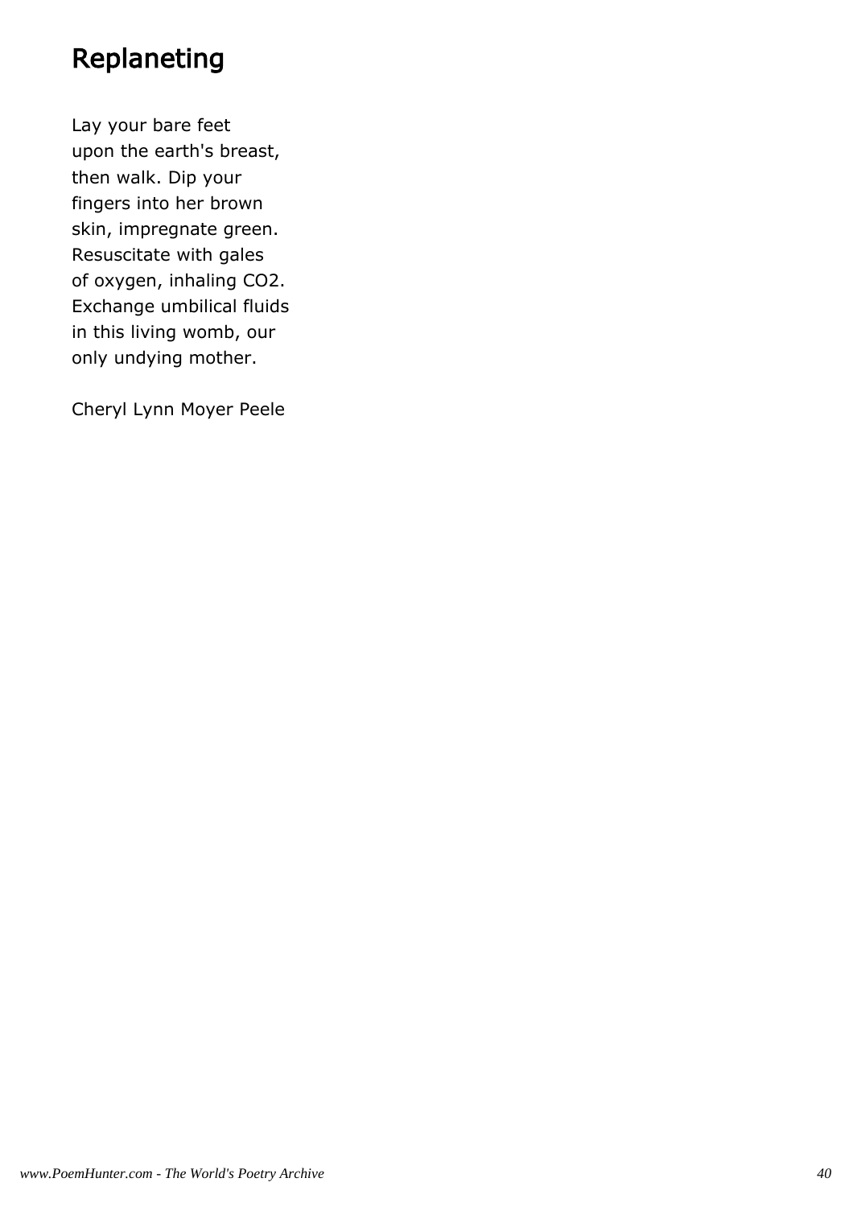# Replaneting

Lay your bare feet  
upon the earth's breast,  
then walk. Dip your  
fingers into her brown  
skin, impregnate green.  
Resuscitate with gales  
of oxygen, inhaling $CO_2$.  
Exchange umbilical fluids  
in this living womb, our  
only undying mother.

Cheryl Lynn Moyer Peele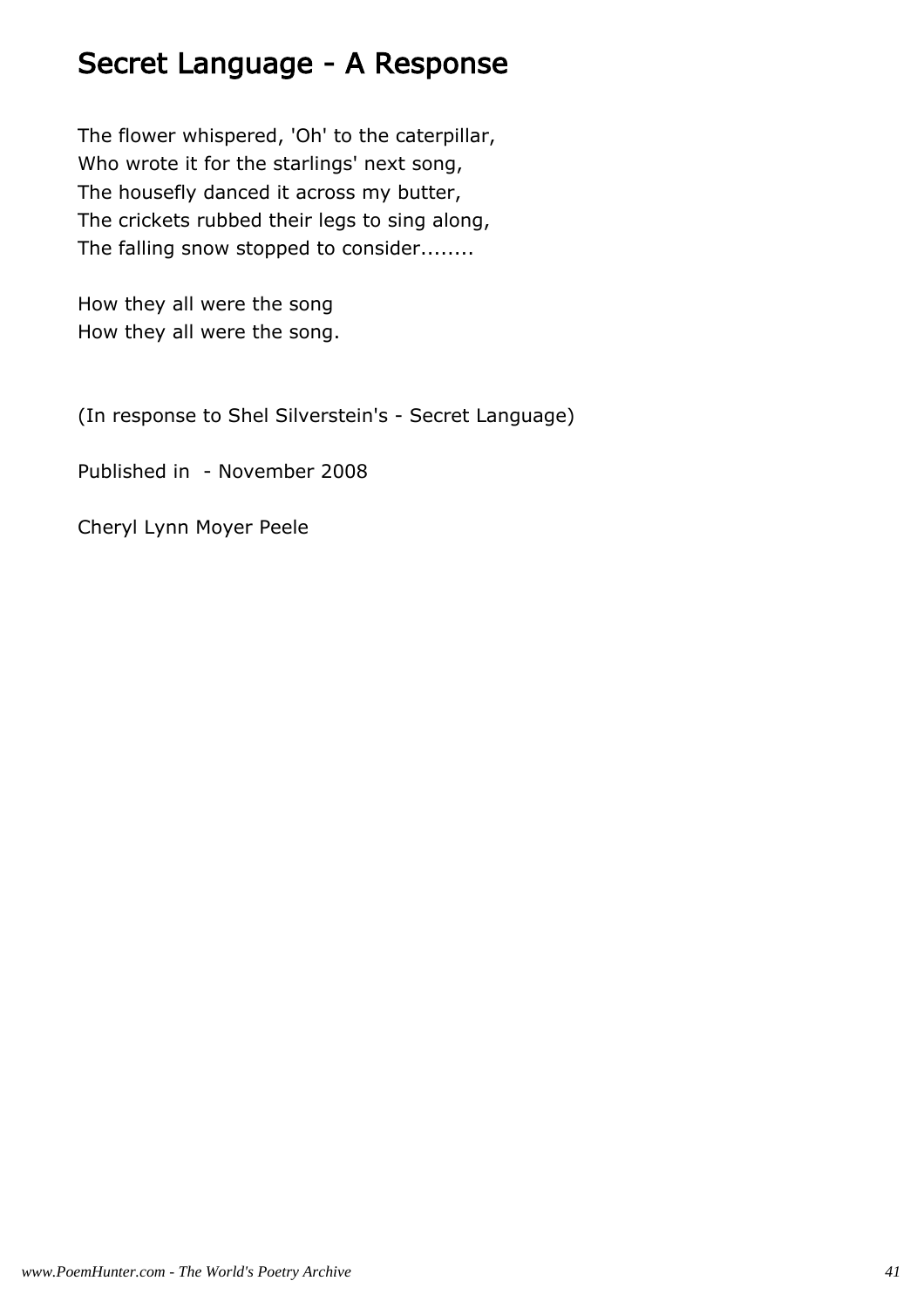## Secret Language - A Response

The flower whispered, 'Oh' to the caterpillar,  
Who wrote it for the starlings' next song,  
The housefly danced it across my butter,  
The crickets rubbed their legs to sing along,  
The falling snow stopped to consider........

How they all were the song  
How they all were the song.

(In response to Shel Silverstein's - Secret Language)

Published in - November 2008

Cheryl Lynn Moyer Peele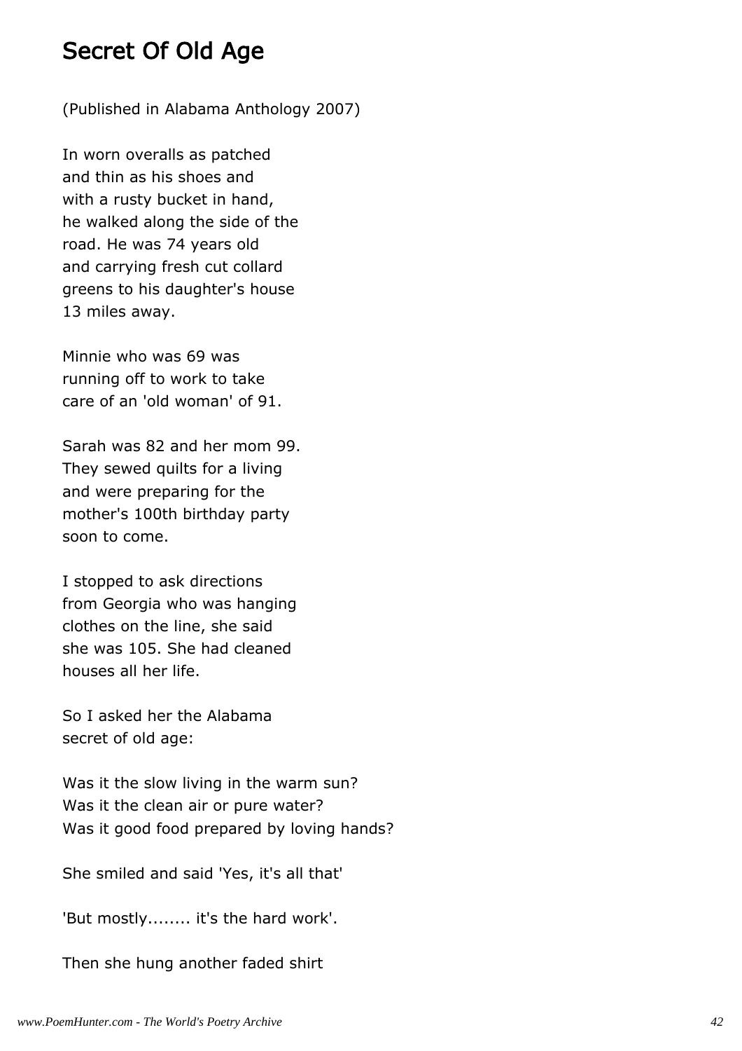# Secret Of Old Age

(Published in Alabama Anthology 2007)

In worn overalls as patched  
and thin as his shoes and  
with a rusty bucket in hand,  
he walked along the side of the  
road. He was 74 years old  
and carrying fresh cut collard  
greens to his daughter's house  
13 miles away.

Minnie who was 69 was  
running off to work to take  
care of an 'old woman' of 91.

Sarah was 82 and her mom 99.  
They sewed quilts for a living  
and were preparing for the  
mother's 100th birthday party  
soon to come.

I stopped to ask directions  
from Georgia who was hanging  
clothes on the line, she said  
she was 105. She had cleaned  
houses all her life.

So I asked her the Alabama  
secret of old age:

Was it the slow living in the warm sun?  
Was it the clean air or pure water?  
Was it good food prepared by loving hands?

She smiled and said 'Yes, it's all that'

'But mostly........ it's the hard work'.

Then she hung another faded shirt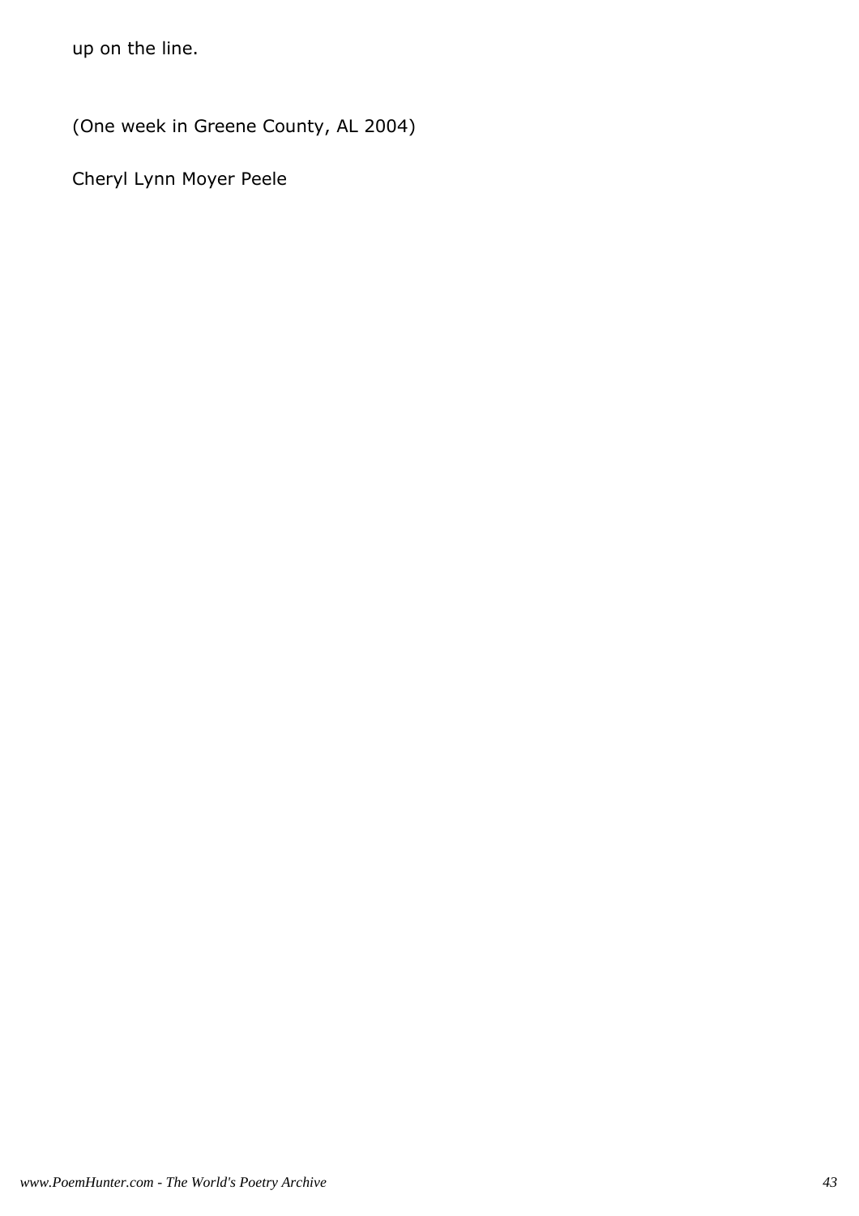up on the line.

(One week in Greene County, AL 2004)

Cheryl Lynn Moyer Peele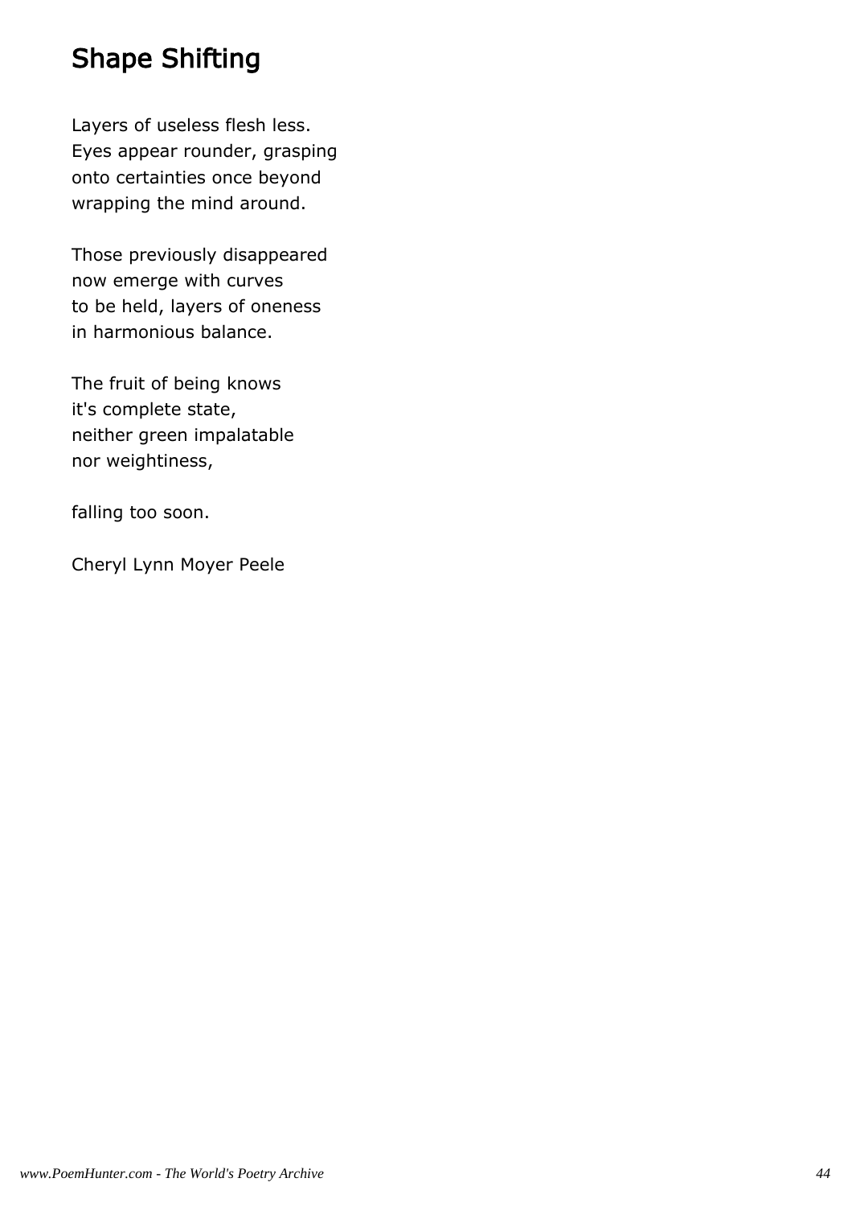# Shape Shifting

Layers of useless flesh less.  
Eyes appear rounder, grasping  
onto certainties once beyond  
wrapping the mind around.

Those previously disappeared  
now emerge with curves  
to be held, layers of oneness  
in harmonious balance.

The fruit of being knows  
it's complete state,  
neither green impalatable  
nor weightiness,

falling too soon.

Cheryl Lynn Moyer Peele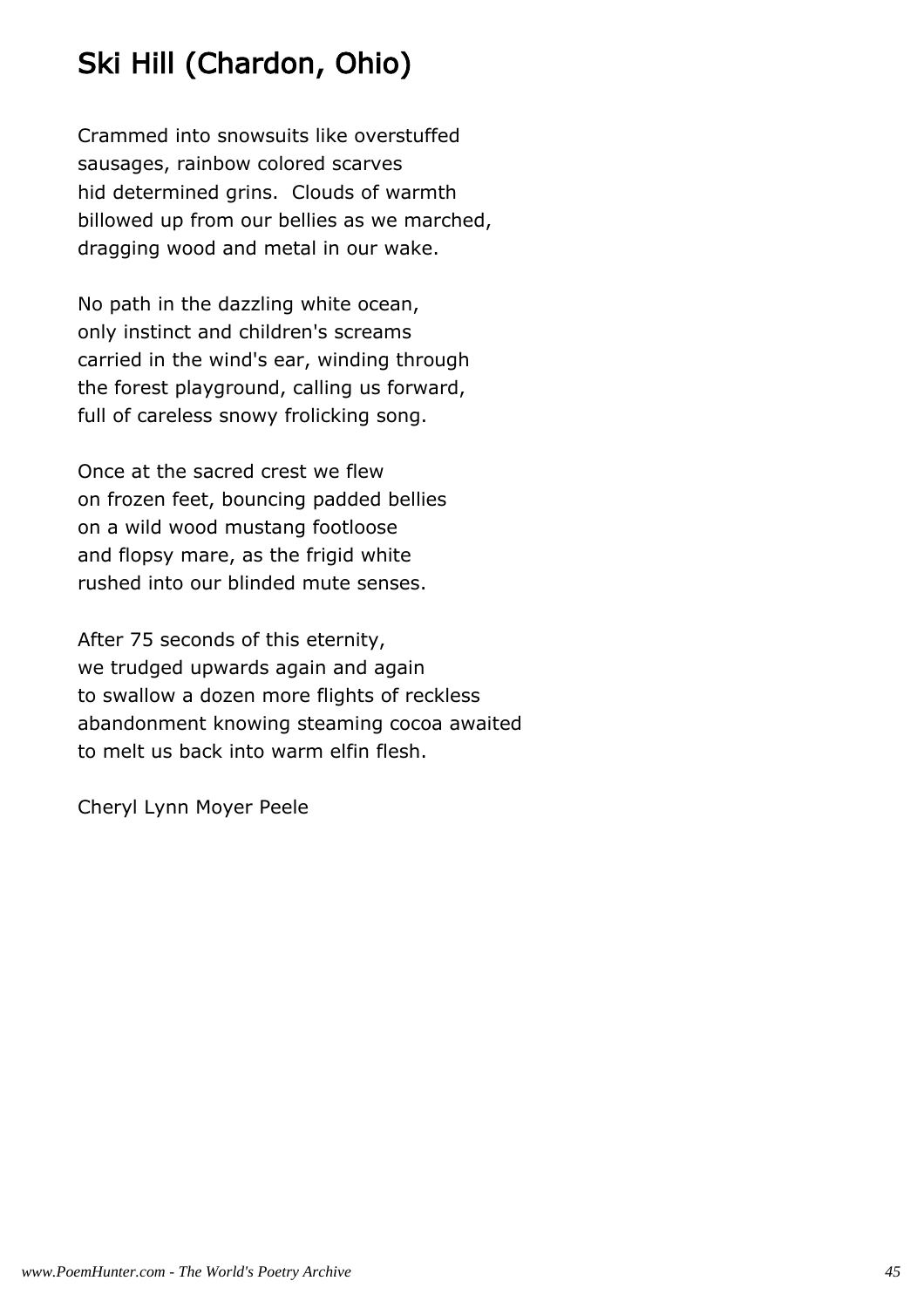## Ski Hill (Chardon, Ohio)

Crammed into snowsuits like overstuffed
sausages, rainbow colored scarves
hid determined grins.  Clouds of warmth
billowed up from our bellies as we marched,
dragging wood and metal in our wake.

No path in the dazzling white ocean,
only instinct and children's screams
carried in the wind's ear, winding through
the forest playground, calling us forward,
full of careless snowy frolicking song.

Once at the sacred crest we flew
on frozen feet, bouncing padded bellies
on a wild wood mustang footloose
and flopsy mare, as the frigid white
rushed into our blinded mute senses.

After 75 seconds of this eternity,
we trudged upwards again and again
to swallow a dozen more flights of reckless
abandonment knowing steaming cocoa awaited
to melt us back into warm elfin flesh.

Cheryl Lynn Moyer Peele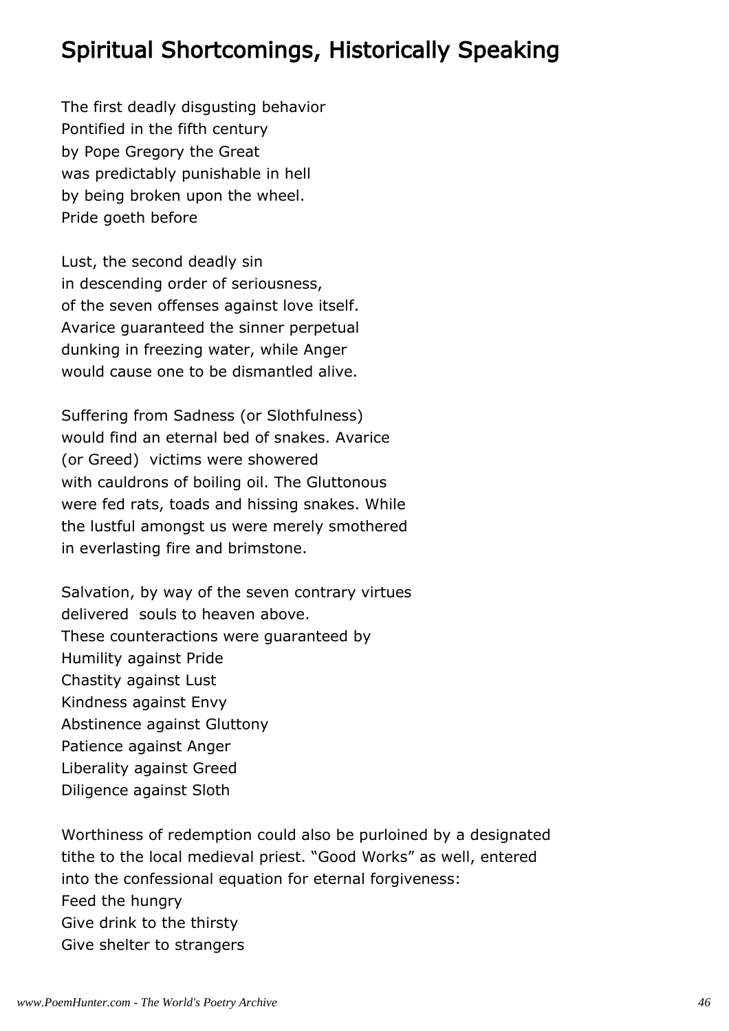## Spiritual Shortcomings, Historically Speaking

The first deadly disgusting behavior  
Pontified in the fifth century  
by Pope Gregory the Great  
was predictably punishable in hell  
by being broken upon the wheel.  
Pride goeth before

Lust, the second deadly sin  
in descending order of seriousness,  
of the seven offenses against love itself.  
Avarice guaranteed the sinner perpetual  
dunking in freezing water, while Anger  
would cause one to be dismantled alive.

Suffering from Sadness (or Slothfulness)  
would find an eternal bed of snakes. Avarice  
(or Greed) victims were showered  
with cauldrons of boiling oil. The Gluttonous  
were fed rats, toads and hissing snakes. While  
the lustful amongst us were merely smothered  
in everlasting fire and brimstone.

Salvation, by way of the seven contrary virtues  
delivered souls to heaven above.  
These counteractions were guaranteed by  
Humility against Pride  
Chastity against Lust  
Kindness against Envy  
Abstinence against Gluttony  
Patience against Anger  
Liberality against Greed  
Diligence against Sloth

Worthiness of redemption could also be purloined by a designated  
tithe to the local medieval priest. “Good Works” as well, entered  
into the confessional equation for eternal forgiveness:  
Feed the hungry  
Give drink to the thirsty  
Give shelter to strangers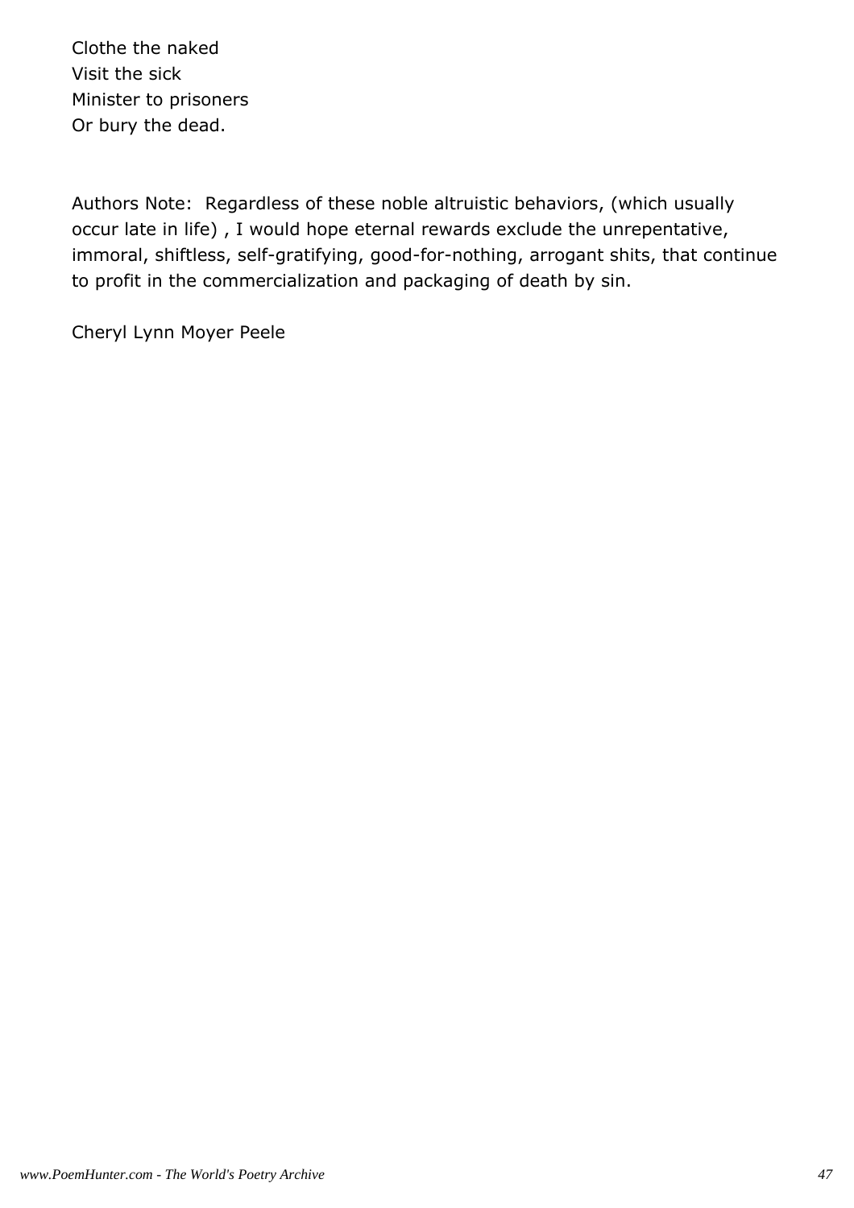Clothe the naked
Visit the sick
Minister to prisoners
Or bury the dead.

Authors Note: Regardless of these noble altruistic behaviors, (which usually occur late in life) , I would hope eternal rewards exclude the unrepentative, immoral, shiftless, self-gratifying, good-for-nothing, arrogant shits, that continue to profit in the commercialization and packaging of death by sin.

Cheryl Lynn Moyer Peele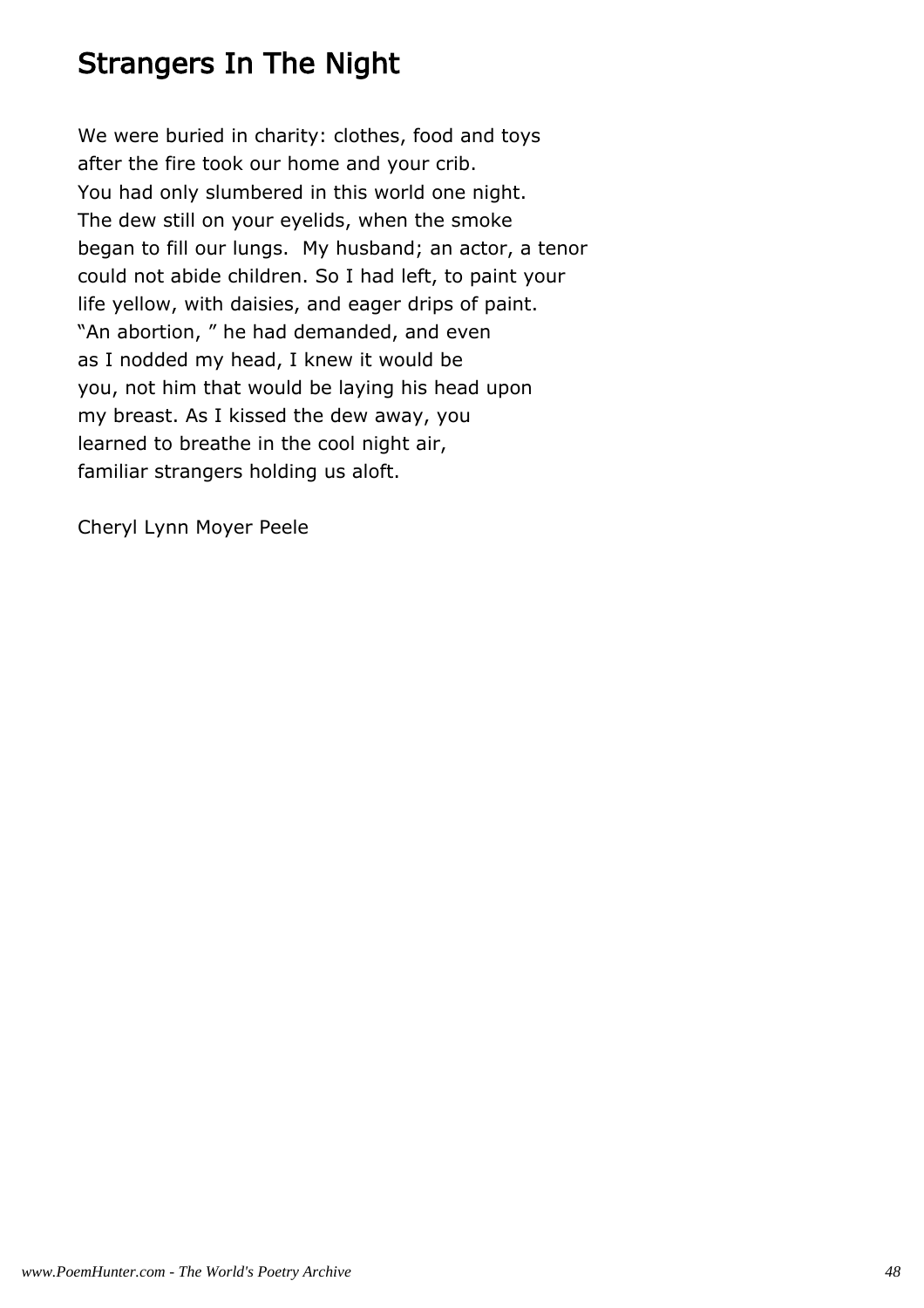## Strangers In The Night

We were buried in charity: clothes, food and toys
after the fire took our home and your crib.
You had only slumbered in this world one night.
The dew still on your eyelids, when the smoke
began to fill our lungs.  My husband; an actor, a tenor
could not abide children. So I had left, to paint your
life yellow, with daisies, and eager drips of paint.
“An abortion, ” he had demanded, and even
as I nodded my head, I knew it would be
you, not him that would be laying his head upon
my breast. As I kissed the dew away, you
learned to breathe in the cool night air,
familiar strangers holding us aloft.

Cheryl Lynn Moyer Peele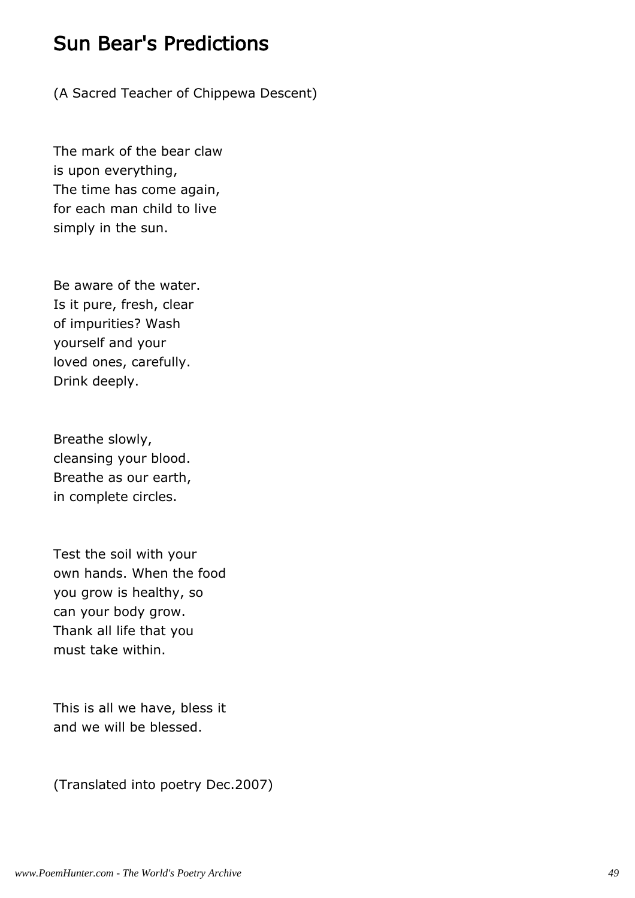# Sun Bear's Predictions

(A Sacred Teacher of Chippewa Descent)

The mark of the bear claw  
is upon everything,  
The time has come again,  
for each man child to live  
simply in the sun.

Be aware of the water.  
Is it pure, fresh, clear  
of impurities? Wash  
yourself and your  
loved ones, carefully.  
Drink deeply.

Breathe slowly,  
cleansing your blood.  
Breathe as our earth,  
in complete circles.

Test the soil with your  
own hands. When the food  
you grow is healthy, so  
can your body grow.  
Thank all life that you  
must take within.

This is all we have, bless it  
and we will be blessed.

(Translated into poetry Dec.2007)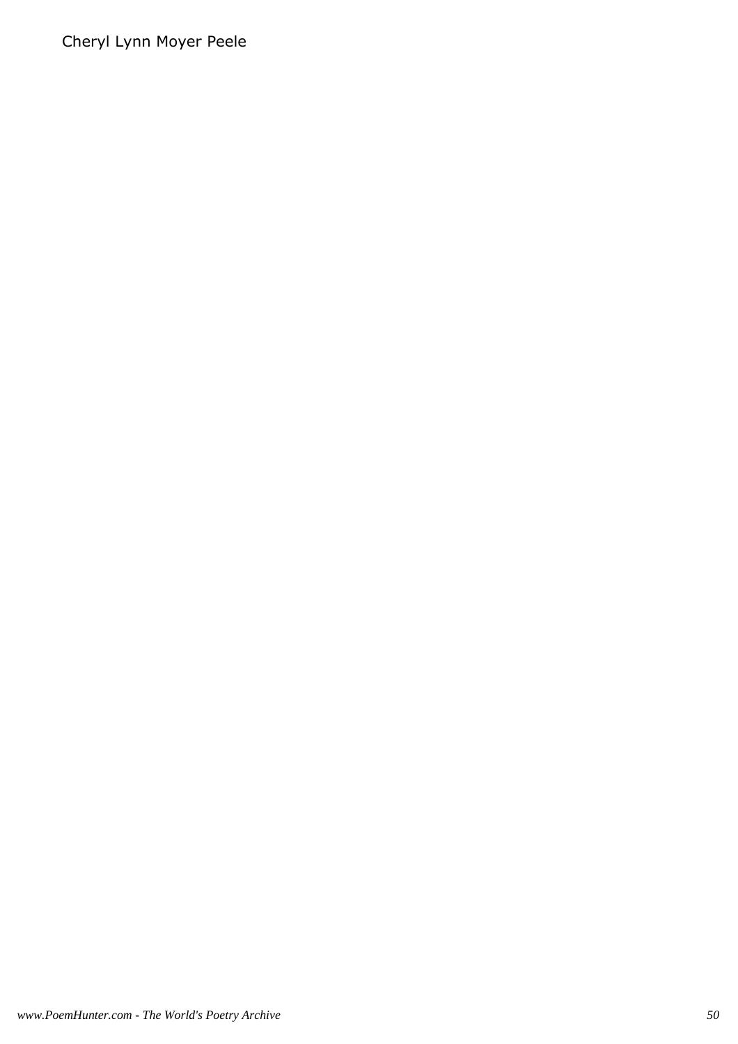Cheryl Lynn Moyer Peele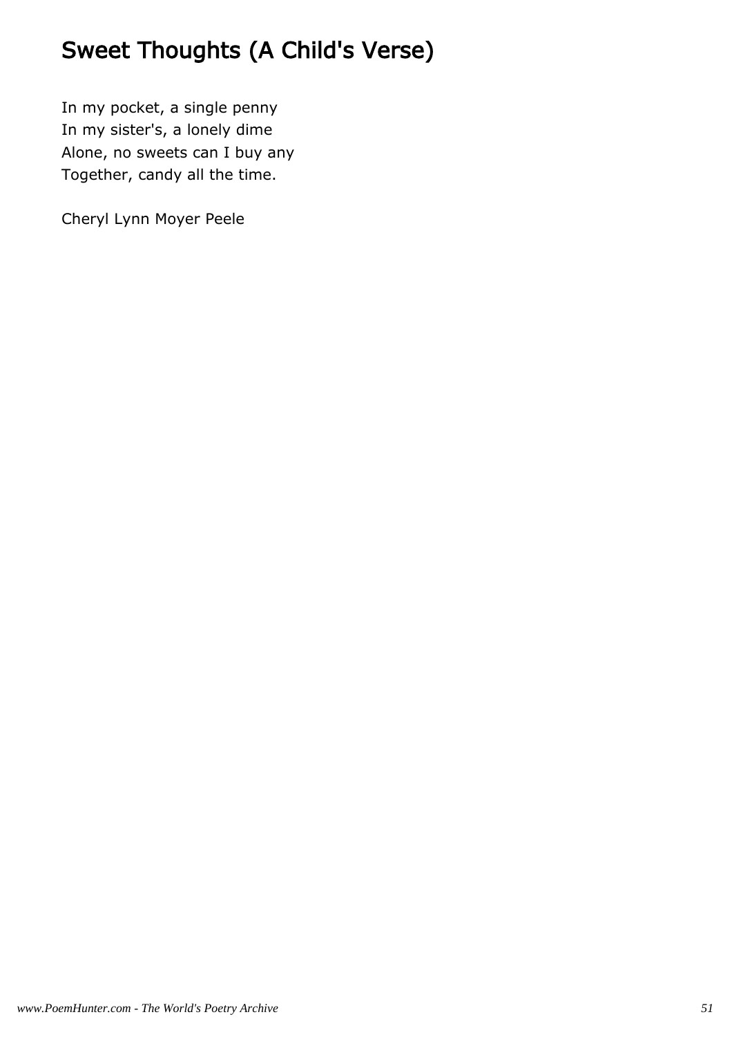# Sweet Thoughts (A Child's Verse)

In my pocket, a single penny
In my sister's, a lonely dime
Alone, no sweets can I buy any
Together, candy all the time.

Cheryl Lynn Moyer Peele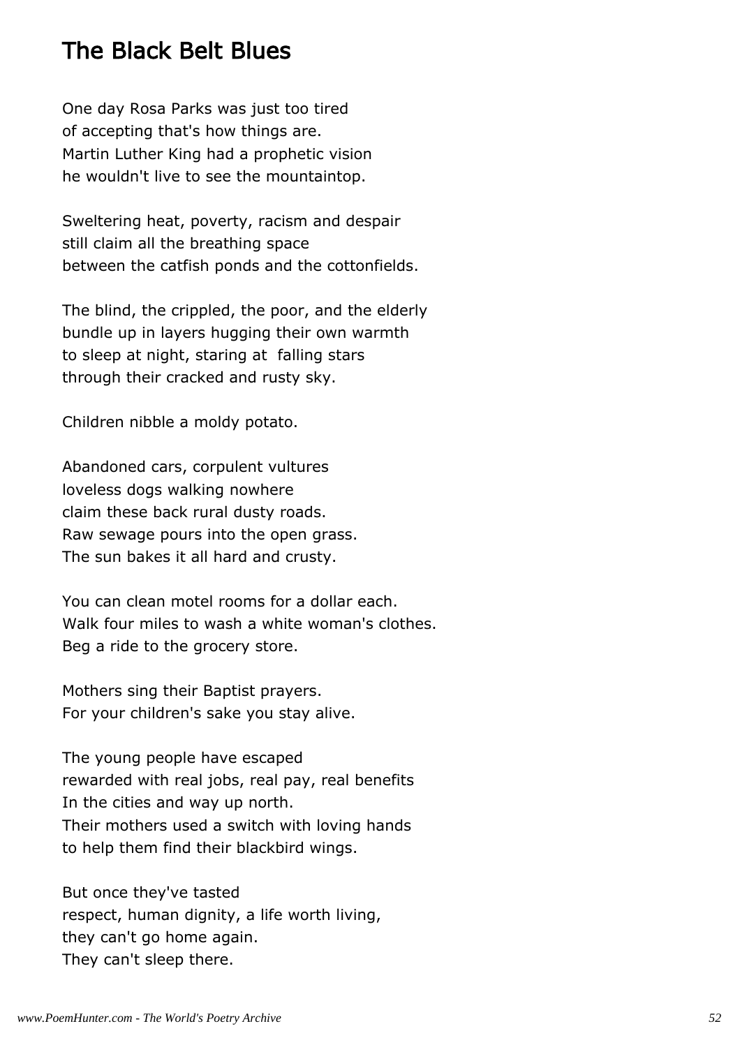## The Black Belt Blues

One day Rosa Parks was just too tired
of accepting that's how things are.
Martin Luther King had a prophetic vision
he wouldn't live to see the mountaintop.

Sweltering heat, poverty, racism and despair
still claim all the breathing space
between the catfish ponds and the cottonfields.

The blind, the crippled, the poor, and the elderly
bundle up in layers hugging their own warmth
to sleep at night, staring at  falling stars
through their cracked and rusty sky.

Children nibble a moldy potato.

Abandoned cars, corpulent vultures
loveless dogs walking nowhere
claim these back rural dusty roads.
Raw sewage pours into the open grass.
The sun bakes it all hard and crusty.

You can clean motel rooms for a dollar each.
Walk four miles to wash a white woman's clothes.
Beg a ride to the grocery store.

Mothers sing their Baptist prayers.
For your children's sake you stay alive.

The young people have escaped
rewarded with real jobs, real pay, real benefits
In the cities and way up north.
Their mothers used a switch with loving hands
to help them find their blackbird wings.

But once they've tasted
respect, human dignity, a life worth living,
they can't go home again.
They can't sleep there.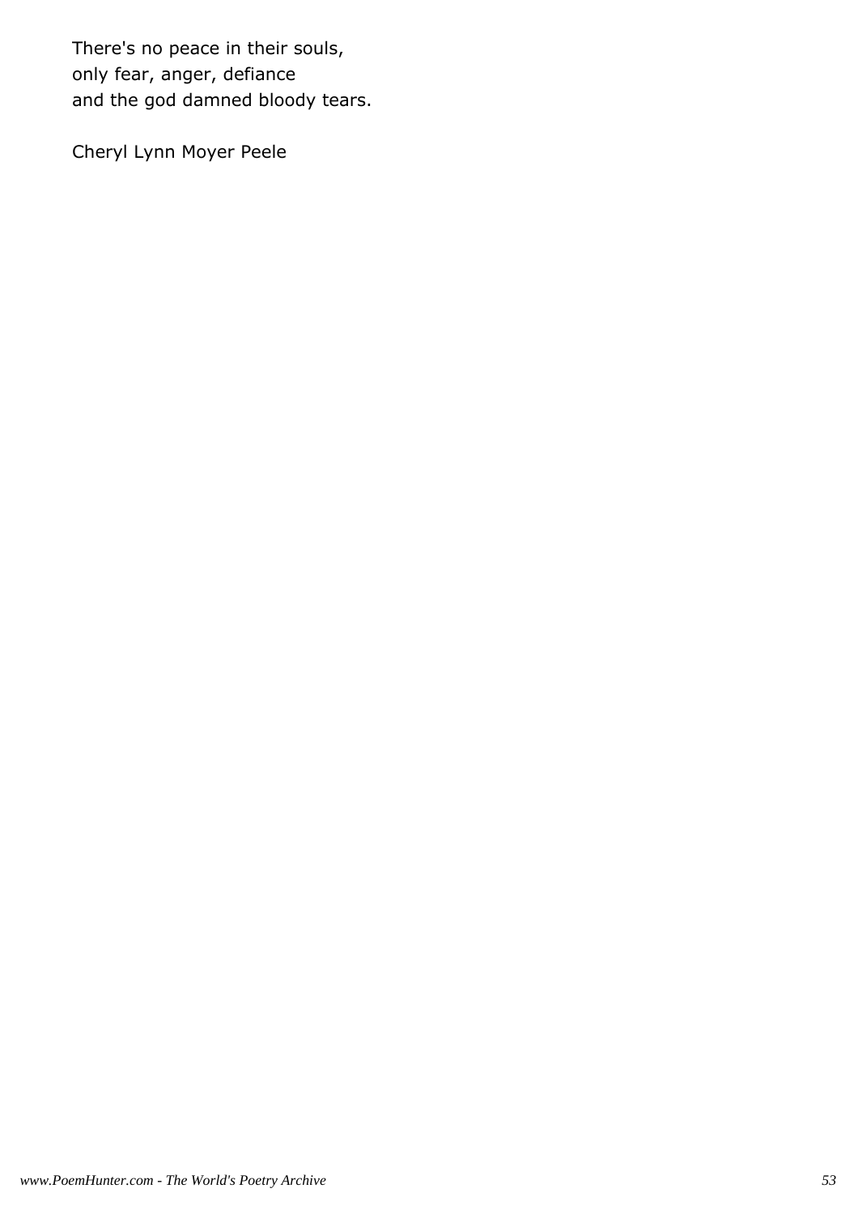There's no peace in their souls,  
only fear, anger, defiance  
and the god damned bloody tears.

Cheryl Lynn Moyer Peele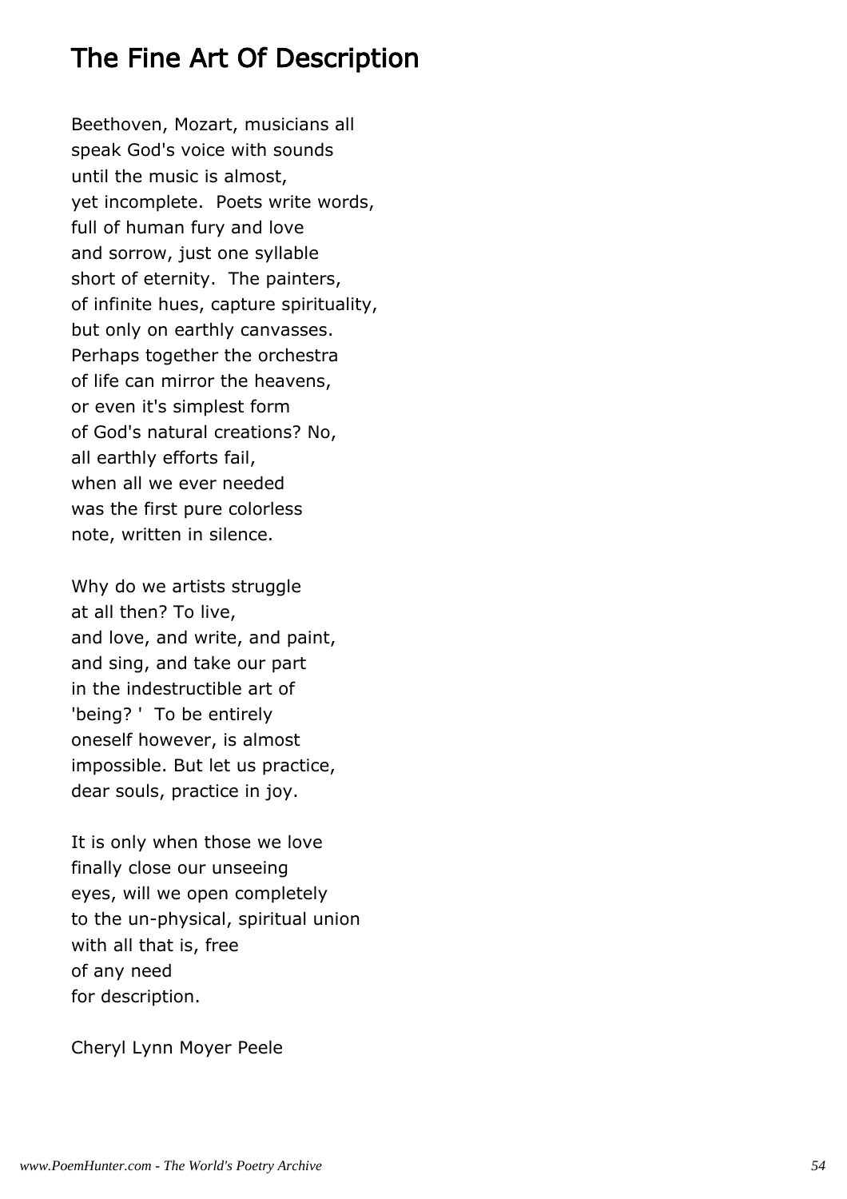# The Fine Art Of Description

Beethoven, Mozart, musicians all
speak God's voice with sounds
until the music is almost,
yet incomplete.  Poets write words,
full of human fury and love
and sorrow, just one syllable
short of eternity.  The painters,
of infinite hues, capture spirituality,
but only on earthly canvasses.
Perhaps together the orchestra
of life can mirror the heavens,
or even it's simplest form
of God's natural creations? No,
all earthly efforts fail,
when all we ever needed
was the first pure colorless
note, written in silence.

Why do we artists struggle
at all then? To live,
and love, and write, and paint,
and sing, and take our part
in the indestructible art of
'being? '  To be entirely
oneself however, is almost
impossible. But let us practice,
dear souls, practice in joy.

It is only when those we love
finally close our unseeing
eyes, will we open completely
to the un-physical, spiritual union
with all that is, free
of any need
for description.

Cheryl Lynn Moyer Peele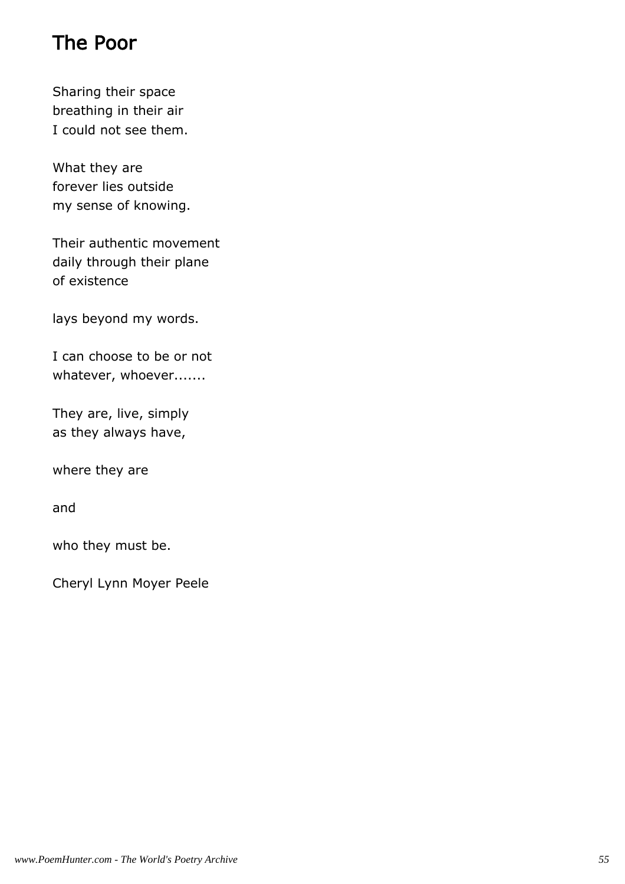## The Poor

Sharing their space
breathing in their air
I could not see them.

What they are
forever lies outside
my sense of knowing.

Their authentic movement
daily through their plane
of existence

lays beyond my words.

I can choose to be or not
whatever, whoever.......

They are, live, simply
as they always have,

where they are

and

who they must be.

Cheryl Lynn Moyer Peele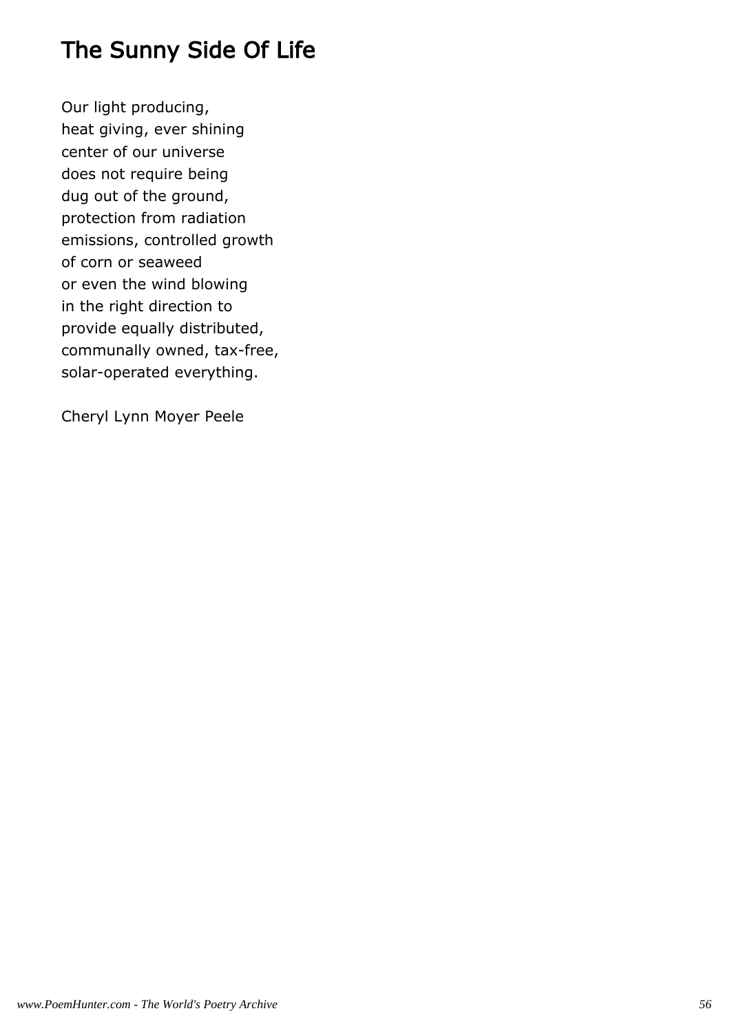# The Sunny Side Of Life

Our light producing,
heat giving, ever shining
center of our universe
does not require being
dug out of the ground,
protection from radiation
emissions, controlled growth
of corn or seaweed
or even the wind blowing
in the right direction to
provide equally distributed,
communally owned, tax-free,
solar-operated everything.

Cheryl Lynn Moyer Peele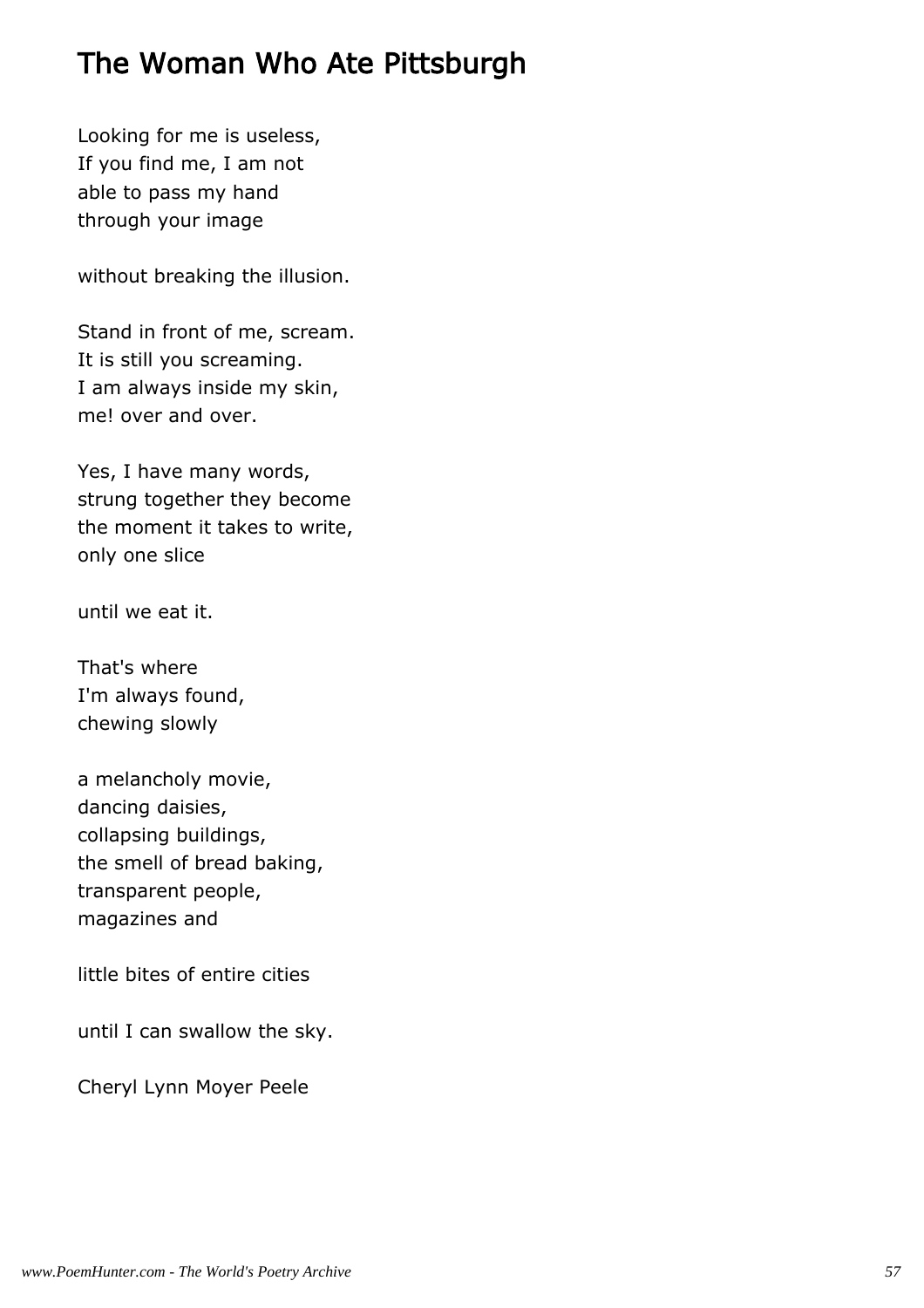# The Woman Who Ate Pittsburgh

Looking for me is useless,  
If you find me, I am not  
able to pass my hand  
through your image

without breaking the illusion.

Stand in front of me, scream.  
It is still you screaming.  
I am always inside my skin,  
me! over and over.

Yes, I have many words,  
strung together they become  
the moment it takes to write,  
only one slice

until we eat it.

That's where  
I'm always found,  
chewing slowly

a melancholy movie,  
dancing daisies,  
collapsing buildings,  
the smell of bread baking,  
transparent people,  
magazines and

little bites of entire cities

until I can swallow the sky.

Cheryl Lynn Moyer Peele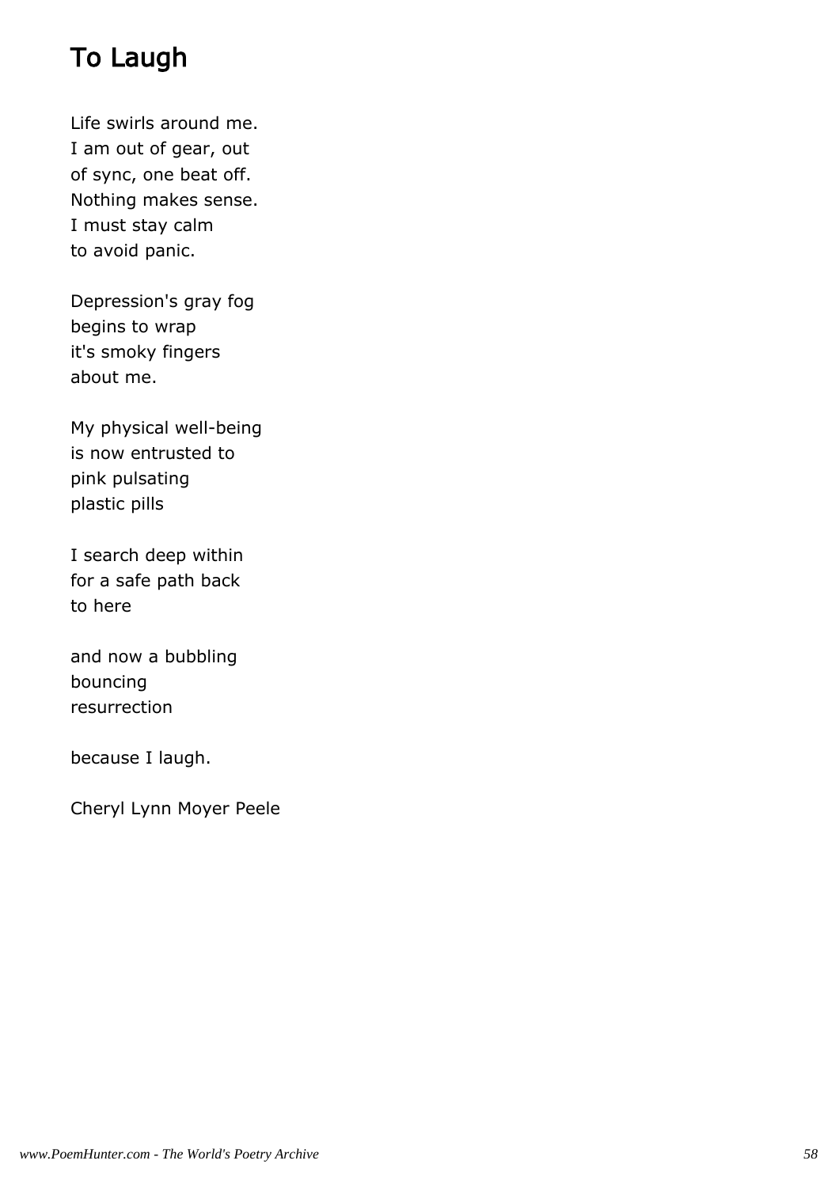# To Laugh

Life swirls around me.  
I am out of gear, out  
of sync, one beat off.  
Nothing makes sense.  
I must stay calm  
to avoid panic.

Depression's gray fog  
begins to wrap  
it's smoky fingers  
about me.

My physical well-being  
is now entrusted to  
pink pulsating  
plastic pills

I search deep within  
for a safe path back  
to here

and now a bubbling  
bouncing  
resurrection

because I laugh.

Cheryl Lynn Moyer Peele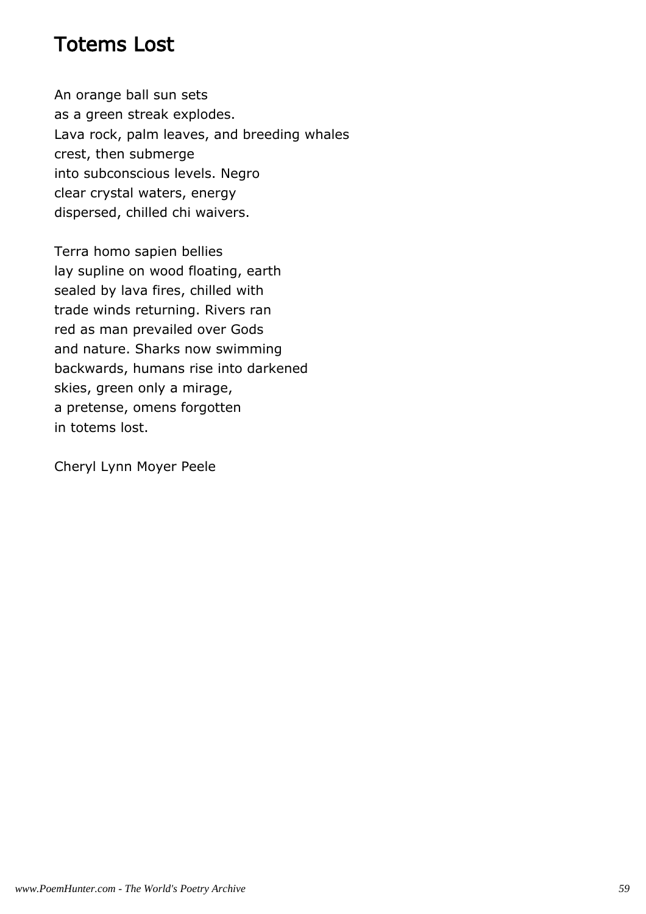# Totems Lost

An orange ball sun sets  
as a green streak explodes.  
Lava rock, palm leaves, and breeding whales  
crest, then submerge  
into subconscious levels. Negro  
clear crystal waters, energy  
dispersed, chilled chi waivers.

Terra homo sapien bellies  
lay supline on wood floating, earth  
sealed by lava fires, chilled with  
trade winds returning. Rivers ran  
red as man prevailed over Gods  
and nature. Sharks now swimming  
backwards, humans rise into darkened  
skies, green only a mirage,  
a pretense, omens forgotten  
in totems lost.

Cheryl Lynn Moyer Peele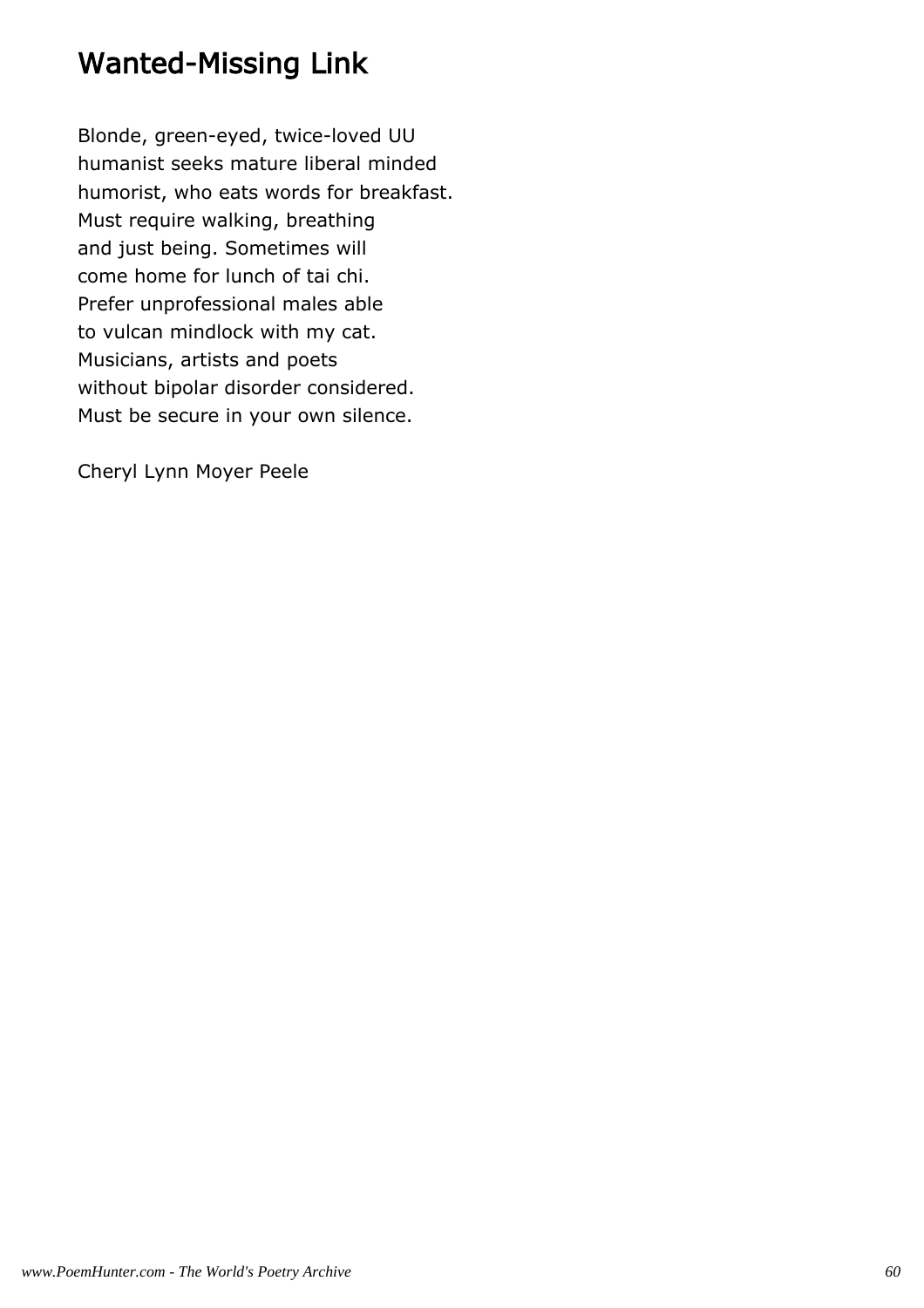# Wanted-Missing Link

Blonde, green-eyed, twice-loved UU  
humanist seeks mature liberal minded  
humorist, who eats words for breakfast.  
Must require walking, breathing  
and just being. Sometimes will  
come home for lunch of tai chi.  
Prefer unprofessional males able  
to vulcan mindlock with my cat.  
Musicians, artists and poets  
without bipolar disorder considered.  
Must be secure in your own silence.

Cheryl Lynn Moyer Peele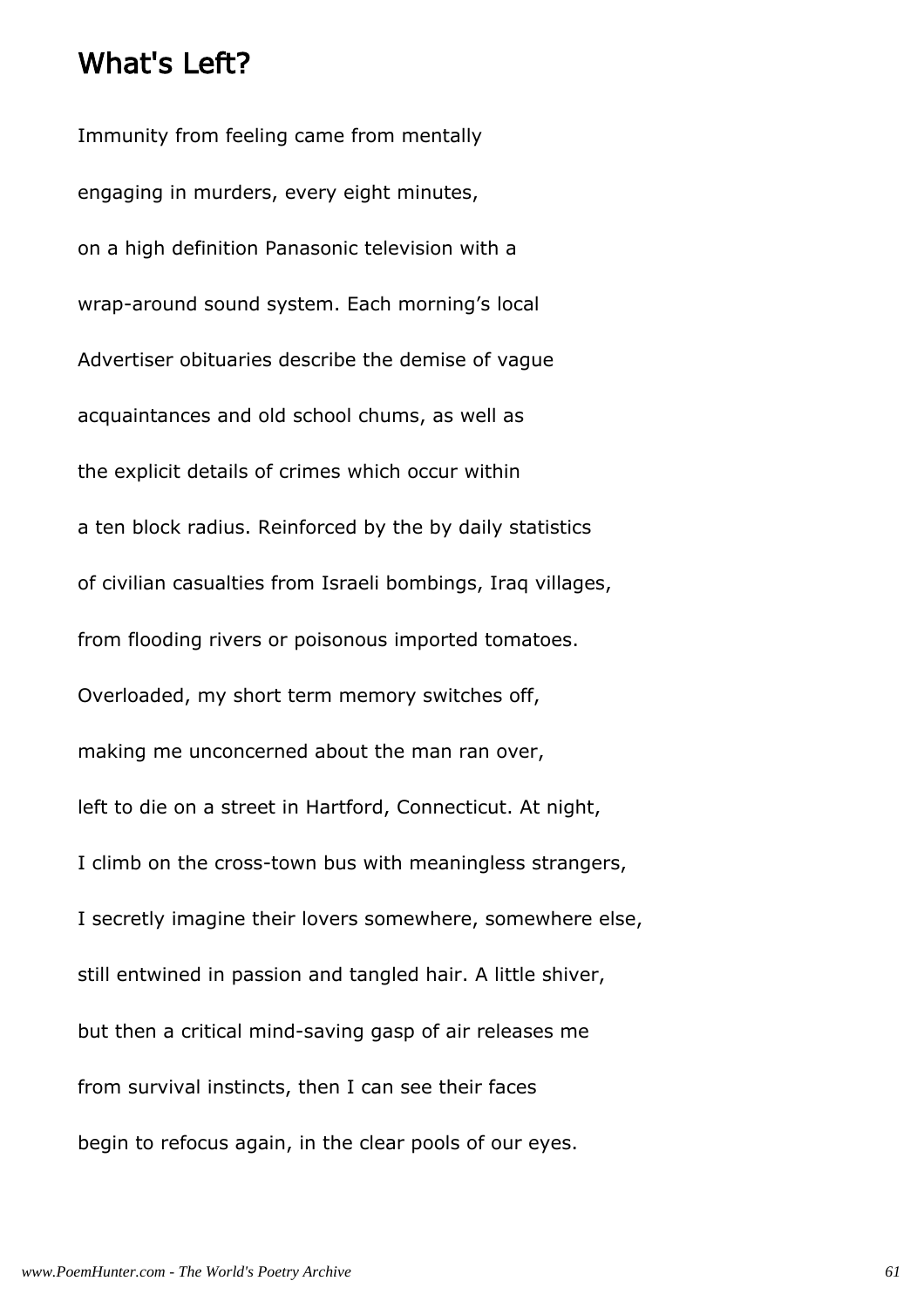# What's Left?

Immunity from feeling came from mentally

engaging in murders, every eight minutes,

on a high definition Panasonic television with a

wrap-around sound system. Each morning's local

Advertiser obituaries describe the demise of vague

acquaintances and old school chums, as well as

the explicit details of crimes which occur within

a ten block radius. Reinforced by the by daily statistics

of civilian casualties from Israeli bombings, Iraq villages,

from flooding rivers or poisonous imported tomatoes.

Overloaded, my short term memory switches off,

making me unconcerned about the man ran over,

left to die on a street in Hartford, Connecticut. At night,

I climb on the cross-town bus with meaningless strangers,

I secretly imagine their lovers somewhere, somewhere else,

still entwined in passion and tangled hair. A little shiver,

but then a critical mind-saving gasp of air releases me

from survival instincts, then I can see their faces

begin to refocus again, in the clear pools of our eyes.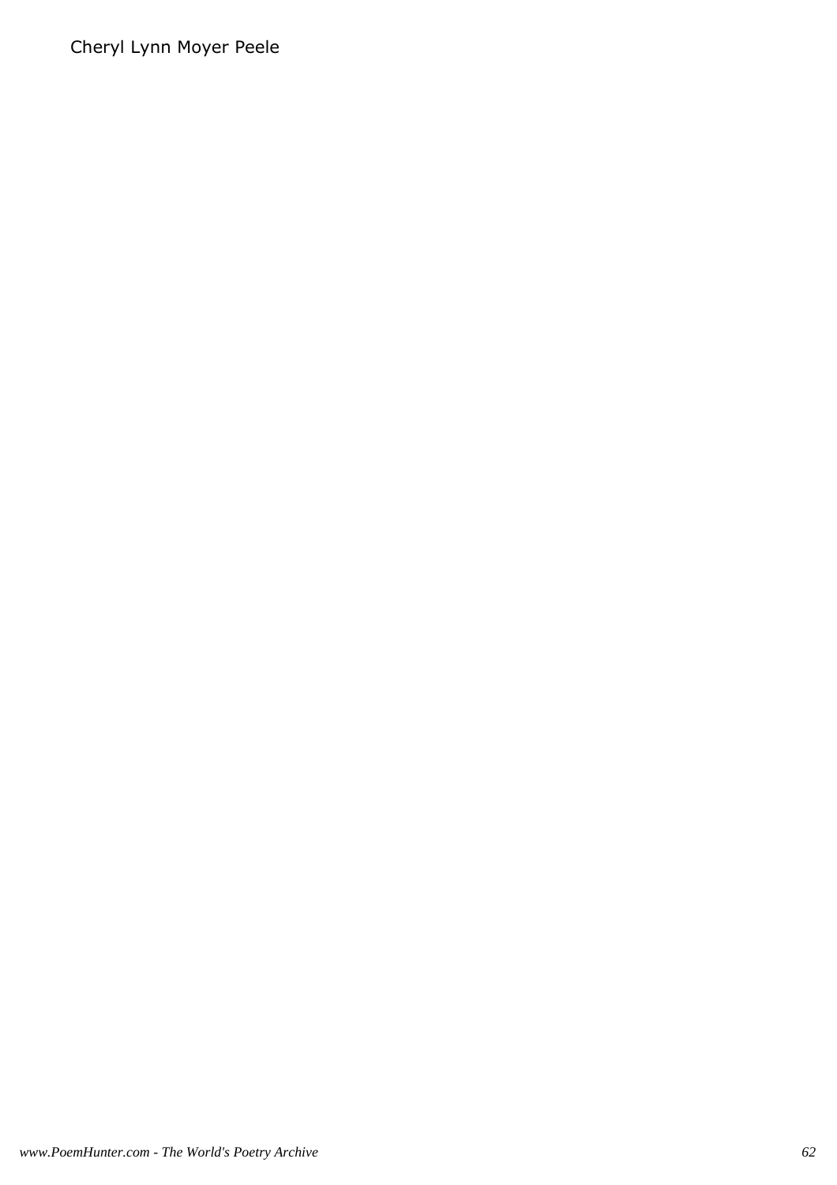Cheryl Lynn Moyer Peele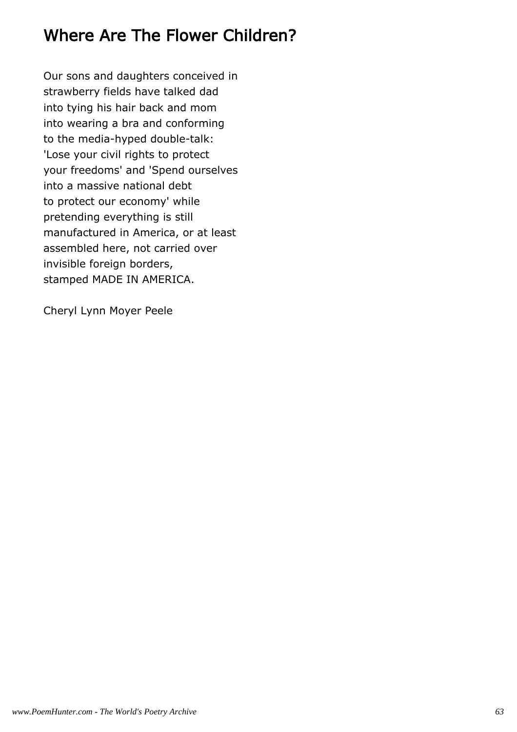# Where Are The Flower Children?

Our sons and daughters conceived in
strawberry fields have talked dad
into tying his hair back and mom
into wearing a bra and conforming
to the media-hyped double-talk:
'Lose your civil rights to protect
your freedoms' and 'Spend ourselves
into a massive national debt
to protect our economy' while
pretending everything is still
manufactured in America, or at least
assembled here, not carried over
invisible foreign borders,
stamped MADE IN AMERICA.

Cheryl Lynn Moyer Peele